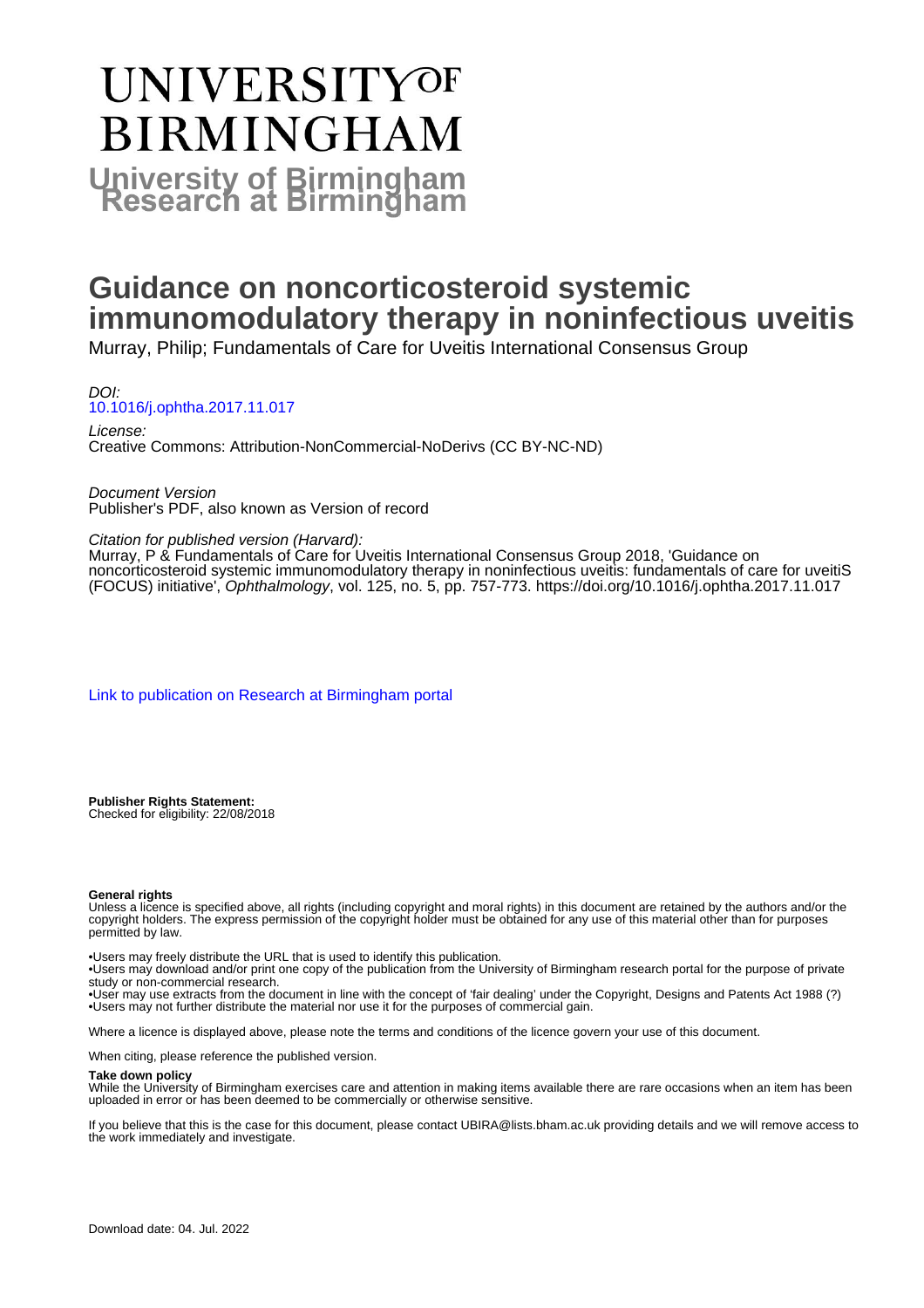# UNIVERSITY OF BIRMINGHAM

# University of Birmingham Research at Birmingham

# Guidance on noncorticosteroid systemic immunomodulatory therapy in noninfectious uveitis

Murray, Philip; Fundamentals of Care for Uveitis International Consensus Group

*DOI:*
[10.1016/j.ophtha.2017.11.017](https://doi.org/10.1016/j.ophtha.2017.11.017)

*License:*
Creative Commons: Attribution-NonCommercial-NoDerivs (CC BY-NC-ND)

*Document Version*
Publisher's PDF, also known as Version of record

*Citation for published version (Harvard):*
Murray, P & Fundamentals of Care for Uveitis International Consensus Group 2018, 'Guidance on noncorticosteroid systemic immunomodulatory therapy in noninfectious uveitis: fundamentals of care for uveitiS (FOCUS) initiative', *Ophthalmology*, vol. 125, no. 5, pp. 757-773. https://doi.org/10.1016/j.ophtha.2017.11.017

[Link to publication on Research at Birmingham portal]

**Publisher Rights Statement:**
Checked for eligibility: 22/08/2018

**General rights**
Unless a licence is specified above, all rights (including copyright and moral rights) in this document are retained by the authors and/or the copyright holders. The express permission of the copyright holder must be obtained for any use of this material other than for purposes permitted by law.

•Users may freely distribute the URL that is used to identify this publication.
•Users may download and/or print one copy of the publication from the University of Birmingham research portal for the purpose of private study or non-commercial research.
•User may use extracts from the document in line with the concept of 'fair dealing' under the Copyright, Designs and Patents Act 1988 (?)
•Users may not further distribute the material nor use it for the purposes of commercial gain.

Where a licence is displayed above, please note the terms and conditions of the licence govern your use of this document.

When citing, please reference the published version.

**Take down policy**
While the University of Birmingham exercises care and attention in making items available there are rare occasions when an item has been uploaded in error or has been deemed to be commercially or otherwise sensitive.

If you believe that this is the case for this document, please contact UBIRA@lists.bham.ac.uk providing details and we will remove access to the work immediately and investigate.

Download date: 04. Jul. 2022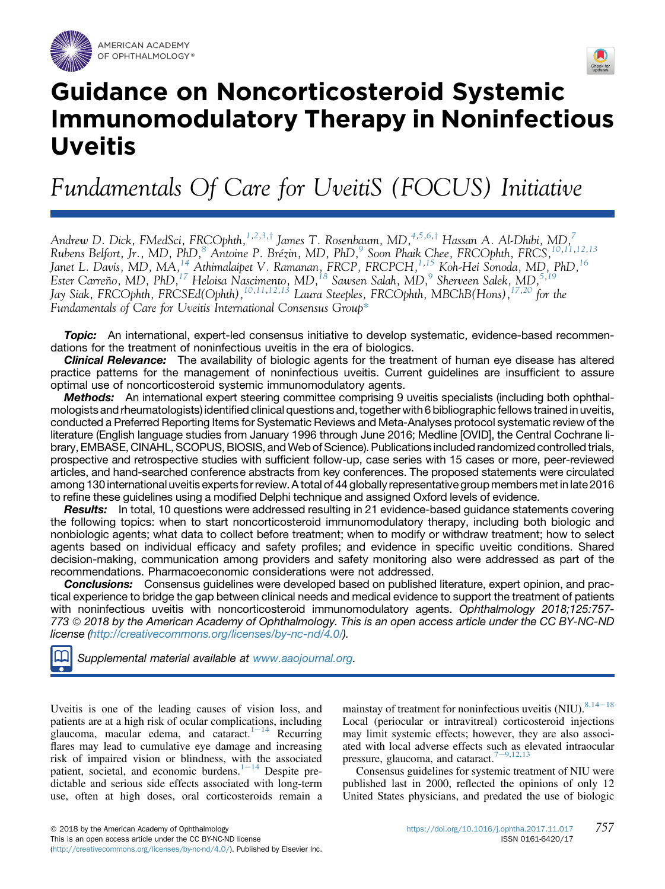# Guidance on Noncorticosteroid Systemic Immunomodulatory Therapy in Noninfectious Uveitis

## Fundamentals Of Care for UveitiS (FOCUS) Initiative

*Andrew D. Dick, FMedSci, FRCOphth,[1,2,3,†] James T. Rosenbaum, MD,[4,5,6,†] Hassan A. Al-Dhibi, MD,[7] Rubens Belfort, Jr., MD, PhD,[8] Antoine P. Brézin, MD, PhD,[9] Soon Phaik Chee, FRCOphth, FRCS,[10,11,12,13] Janet L. Davis, MD, MA,[14] Athimalaipet V. Ramanan, FRCP, FRCPCH,[1,15] Koh-Hei Sonoda, MD, PhD,[16] Ester Carreño, MD, PhD,[17] Heloisa Nascimento, MD,[18] Sawsen Salah, MD,[9] Sherveen Salek, MD,[5,19] Jay Siak, FRCOphth, FRCSEd(Ophth),[10,11,12,13] Laura Steeples, FRCOphth, MBChB(Hons),[17,20] for the Fundamentals of Care for Uveitis International Consensus Group[*]*

***Topic:*** An international, expert-led consensus initiative to develop systematic, evidence-based recommendations for the treatment of noninfectious uveitis in the era of biologics.

***Clinical Relevance:*** The availability of biologic agents for the treatment of human eye disease has altered practice patterns for the management of noninfectious uveitis. Current guidelines are insufficient to assure optimal use of noncorticosteroid systemic immunomodulatory agents.

***Methods:*** An international expert steering committee comprising 9 uveitis specialists (including both ophthalmologists and rheumatologists) identified clinical questions and, together with 6 bibliographic fellows trained in uveitis, conducted a Preferred Reporting Items for Systematic Reviews and Meta-Analyses protocol systematic review of the literature (English language studies from January 1996 through June 2016; Medline [OVID], the Central Cochrane library, EMBASE, CINAHL, SCOPUS, BIOSIS, and Web of Science). Publications included randomized controlled trials, prospective and retrospective studies with sufficient follow-up, case series with 15 cases or more, peer-reviewed articles, and hand-searched conference abstracts from key conferences. The proposed statements were circulated among 130 international uveitis experts for review. A total of 44 globally representative group members met in late 2016 to refine these guidelines using a modified Delphi technique and assigned Oxford levels of evidence.

***Results:*** In total, 10 questions were addressed resulting in 21 evidence-based guidance statements covering the following topics: when to start noncorticosteroid immunomodulatory therapy, including both biologic and nonbiologic agents; what data to collect before treatment; when to modify or withdraw treatment; how to select agents based on individual efficacy and safety profiles; and evidence in specific uveitic conditions. Shared decision-making, communication among providers and safety monitoring also were addressed as part of the recommendations. Pharmacoeconomic considerations were not addressed.

***Conclusions:*** Consensus guidelines were developed based on published literature, expert opinion, and practical experience to bridge the gap between clinical needs and medical evidence to support the treatment of patients with noninfectious uveitis with noncorticosteroid immunomodulatory agents. *Ophthalmology 2018;125:757-773 © 2018 by the American Academy of Ophthalmology. This is an open access article under the CC BY-NC-ND license (http://creativecommons.org/licenses/by-nc-nd/4.0/).*

Supplemental material available at www.aaojournal.org.

Uveitis is one of the leading causes of vision loss, and patients are at a high risk of ocular complications, including glaucoma, macular edema, and cataract.[1–14] Recurring flares may lead to cumulative eye damage and increasing risk of impaired vision or blindness, with the associated patient, societal, and economic burdens.[1–14] Despite predictable and serious side effects associated with long-term use, often at high doses, oral corticosteroids remain a mainstay of treatment for noninfectious uveitis (NIU).[8,14–18] Local (periocular or intravitreal) corticosteroid injections may limit systemic effects; however, they are also associated with local adverse effects such as elevated intraocular pressure, glaucoma, and cataract.[7–9,12,13]

Consensus guidelines for systemic treatment of NIU were published last in 2000, reflected the opinions of only 12 United States physicians, and predated the use of biologic

© 2018 by the American Academy of Ophthalmology
This is an open access article under the CC BY-NC-ND license (http://creativecommons.org/licenses/by-nc-nd/4.0/). Published by Elsevier Inc.

https://doi.org/10.1016/j.ophtha.2017.11.017
ISSN 0161-6420/17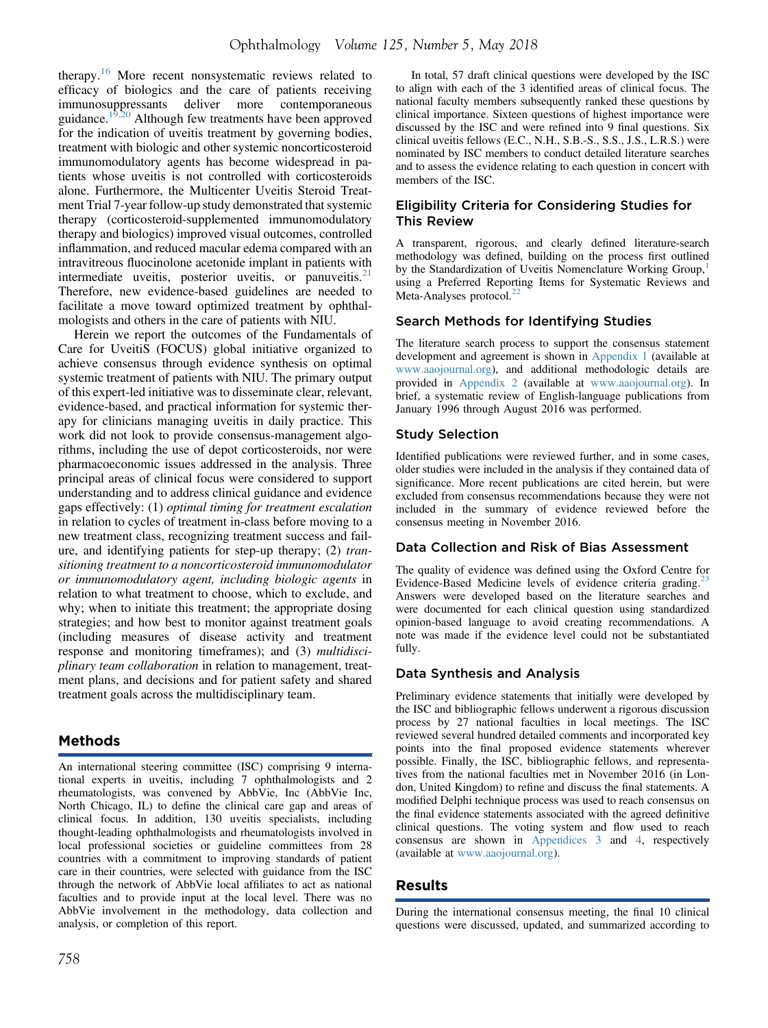therapy.[16] More recent nonsystematic reviews related to efficacy of biologics and the care of patients receiving immunosuppressants deliver more contemporaneous guidance.[19,20] Although few treatments have been approved for the indication of uveitis treatment by governing bodies, treatment with biologic and other systemic noncorticosteroid immunomodulatory agents has become widespread in patients whose uveitis is not controlled with corticosteroids alone. Furthermore, the Multicenter Uveitis Steroid Treatment Trial 7-year follow-up study demonstrated that systemic therapy (corticosteroid-supplemented immunomodulatory therapy and biologics) improved visual outcomes, controlled inflammation, and reduced macular edema compared with an intravitreous fluocinolone acetonide implant in patients with intermediate uveitis, posterior uveitis, or panuveitis.[21] Therefore, new evidence-based guidelines are needed to facilitate a move toward optimized treatment by ophthalmologists and others in the care of patients with NIU.

Herein we report the outcomes of the Fundamentals of Care for UveitiS (FOCUS) global initiative organized to achieve consensus through evidence synthesis on optimal systemic treatment of patients with NIU. The primary output of this expert-led initiative was to disseminate clear, relevant, evidence-based, and practical information for systemic therapy for clinicians managing uveitis in daily practice. This work did not look to provide consensus-management algorithms, including the use of depot corticosteroids, nor were pharmacoeconomic issues addressed in the analysis. Three principal areas of clinical focus were considered to support understanding and to address clinical guidance and evidence gaps effectively: (1) *optimal timing for treatment escalation* in relation to cycles of treatment in-class before moving to a new treatment class, recognizing treatment success and failure, and identifying patients for step-up therapy; (2) *transitioning treatment to a noncorticosteroid immunomodulator or immunomodulatory agent, including biologic agents* in relation to what treatment to choose, which to exclude, and why; when to initiate this treatment; the appropriate dosing strategies; and how best to monitor against treatment goals (including measures of disease activity and treatment response and monitoring timeframes); and (3) *multidisciplinary team collaboration* in relation to management, treatment plans, and decisions and for patient safety and shared treatment goals across the multidisciplinary team.

## Methods

An international steering committee (ISC) comprising 9 international experts in uveitis, including 7 ophthalmologists and 2 rheumatologists, was convened by AbbVie, Inc (AbbVie Inc, North Chicago, IL) to define the clinical care gap and areas of clinical focus. In addition, 130 uveitis specialists, including thought-leading ophthalmologists and rheumatologists involved in local professional societies or guideline committees from 28 countries with a commitment to improving standards of patient care in their countries, were selected with guidance from the ISC through the network of AbbVie local affiliates to act as national faculties and to provide input at the local level. There was no AbbVie involvement in the methodology, data collection and analysis, or completion of this report.

In total, 57 draft clinical questions were developed by the ISC to align with each of the 3 identified areas of clinical focus. The national faculty members subsequently ranked these questions by clinical importance. Sixteen questions of highest importance were discussed by the ISC and were refined into 9 final questions. Six clinical uveitis fellows (E.C., N.H., S.B.-S., S.S., J.S., L.R.S.) were nominated by ISC members to conduct detailed literature searches and to assess the evidence relating to each question in concert with members of the ISC.

### Eligibility Criteria for Considering Studies for This Review

A transparent, rigorous, and clearly defined literature-search methodology was defined, building on the process first outlined by the Standardization of Uveitis Nomenclature Working Group,[1] using a Preferred Reporting Items for Systematic Reviews and Meta-Analyses protocol.[22]

### Search Methods for Identifying Studies

The literature search process to support the consensus statement development and agreement is shown in Appendix 1 (available at www.aaojournal.org), and additional methodologic details are provided in Appendix 2 (available at www.aaojournal.org). In brief, a systematic review of English-language publications from January 1996 through August 2016 was performed.

### Study Selection

Identified publications were reviewed further, and in some cases, older studies were included in the analysis if they contained data of significance. More recent publications are cited herein, but were excluded from consensus recommendations because they were not included in the summary of evidence reviewed before the consensus meeting in November 2016.

### Data Collection and Risk of Bias Assessment

The quality of evidence was defined using the Oxford Centre for Evidence-Based Medicine levels of evidence criteria grading.[23] Answers were developed based on the literature searches and were documented for each clinical question using standardized opinion-based language to avoid creating recommendations. A note was made if the evidence level could not be substantiated fully.

### Data Synthesis and Analysis

Preliminary evidence statements that initially were developed by the ISC and bibliographic fellows underwent a rigorous discussion process by 27 national faculties in local meetings. The ISC reviewed several hundred detailed comments and incorporated key points into the final proposed evidence statements wherever possible. Finally, the ISC, bibliographic fellows, and representatives from the national faculties met in November 2016 (in London, United Kingdom) to refine and discuss the final statements. A modified Delphi technique process was used to reach consensus on the final evidence statements associated with the agreed definitive clinical questions. The voting system and flow used to reach consensus are shown in Appendices 3 and 4, respectively (available at www.aaojournal.org).

## Results

During the international consensus meeting, the final 10 clinical questions were discussed, updated, and summarized according to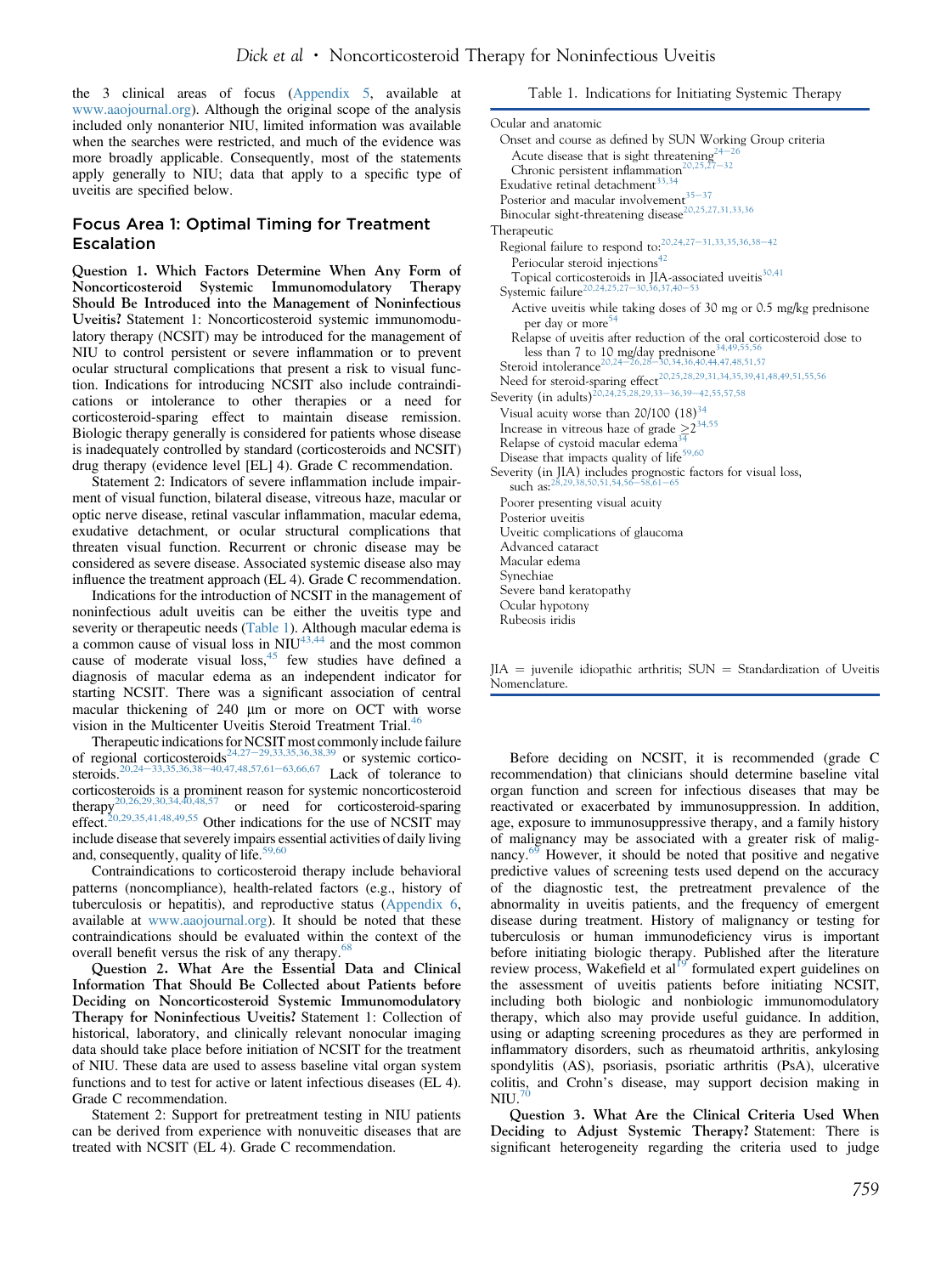the 3 clinical areas of focus (Appendix 5, available at www.aaojournal.org). Although the original scope of the analysis included only noninterior NIU, limited information was available when the searches were restricted, and much of the evidence was more broadly applicable. Consequently, most of the statements apply generally to NIU; data that apply to a specific type of uveitis are specified below.

## Focus Area 1: Optimal Timing for Treatment Escalation

**Question 1. Which Factors Determine When Any Form of Noncorticosteroid Systemic Immunomodulatory Therapy Should Be Introduced into the Management of Noninfectious Uveitis?** Statement 1: Noncorticosteroid systemic immunomodulatory therapy (NCSIT) may be introduced for the management of NIU to control persistent or severe inflammation or to prevent ocular structural complications that present a risk to visual function. Indications for introducing NCSIT also include contraindications or intolerance to other therapies or a need for corticosteroid-sparing effect to maintain disease remission. Biologic therapy generally is considered for patients whose disease is inadequately controlled by standard (corticosteroids and NCSIT) drug therapy (evidence level [EL] 4). Grade C recommendation.

Statement 2: Indicators of severe inflammation include impairment of visual function, bilateral disease, vitreous haze, macular or optic nerve disease, retinal vascular inflammation, macular edema, exudative detachment, or ocular structural complications that threaten visual function. Recurrent or chronic disease may be considered as severe disease. Associated systemic disease also may influence the treatment approach (EL 4). Grade C recommendation.

Indications for the introduction of NCSIT in the management of noninfectious adult uveitis can be either the uveitis type and severity or therapeutic needs (Table 1). Although macular edema is a common cause of visual loss in NIU[43,44] and the most common cause of moderate visual loss,[45] few studies have defined a diagnosis of macular edema as an independent indicator for starting NCSIT. There was a significant association of central macular thickening of 240 μm or more on OCT with worse vision in the Multicenter Uveitis Steroid Treatment Trial.[46]

Therapeutic indications for NCSIT most commonly include failure of regional corticosteroids[24,27–29,33,35,36,38,39] or systemic corticosteroids.[20,24–33,35,36,38–40,47,48,57,61–63,66,67] Lack of tolerance to corticosteroids is a prominent reason for systemic noncorticosteroid therapy[20,26,29,30,34,40,48,57] or need for corticosteroid-sparing effect.[20,29,35,41,48,49,55] Other indications for the use of NCSIT may include disease that severely impairs essential activities of daily living and, consequently, quality of life.[59,60]

Contraindications to corticosteroid therapy include behavioral patterns (noncompliance), health-related factors (e.g., history of tuberculosis or hepatitis), and reproductive status (Appendix 6, available at www.aaojournal.org). It should be noted that these contraindications should be evaluated within the context of the overall benefit versus the risk of any therapy.[68]

**Question 2. What Are the Essential Data and Clinical Information That Should Be Collected about Patients before Deciding on Noncorticosteroid Systemic Immunomodulatory Therapy for Noninfectious Uveitis?** Statement 1: Collection of historical, laboratory, and clinically relevant nonocular imaging data should take place before initiation of NCSIT for the treatment of NIU. These data are used to assess baseline vital organ system functions and to test for active or latent infectious diseases (EL 4). Grade C recommendation.

Statement 2: Support for pretreatment testing in NIU patients can be derived from experience with nonuveitic diseases that are treated with NCSIT (EL 4). Grade C recommendation.

Table 1. Indications for Initiating Systemic Therapy

| Indication |
|---|
| Ocular and anatomic |
| Onset and course as defined by SUN Working Group criteria |
| Acute disease that is sight threatening[24–26] |
| Chronic persistent inflammation[20,25,27–32] |
| Exudative retinal detachment[33,34] |
| Posterior and macular involvement[35–37] |
| Binocular sight-threatening disease[20,25,27,31,33,36] |
| Therapeutic |
| Regional failure to respond to:[20,24,27–31,33,35,36,38–42] |
| Periocular steroid injections[42] |
| Topical corticosteroids in JIA-associated uveitis[30,41] |
| Systemic failure[20,24,25,27–30,36,37,40–53] |
| Active uveitis while taking doses of 30 mg or 0.5 mg/kg prednisone per day or more[54] |
| Relapse of uveitis after reduction of the oral corticosteroid dose to less than 7 to 10 mg/day prednisone[34,49,55,56] |
| Steroid intolerance[20,24–26,28–30,34,36,40,44,47,48,51,57] |
| Need for steroid-sparing effect[20,25,28,29,31,34,35,39,41,48,49,51,55,56] |
| Severity (in adults)[20,24,25,28,29,33–36,39–42,55,57,58] |
| Visual acuity worse than 20/100 (18)[34] |
| Increase in vitreous haze of grade ≥2[34,55] |
| Relapse of cystoid macular edema[34] |
| Disease that impacts quality of life[59,60] |
| Severity (in JIA) includes prognostic factors for visual loss, such as:[28,29,38,50,51,54,56–58,61–65] |
| Poorer presenting visual acuity |
| Posterior uveitis |
| Uveitic complications of glaucoma |
| Advanced cataract |
| Macular edema |
| Synechiae |
| Severe band keratopathy |
| Ocular hypotony |
| Rubeosis iridis |

JIA = juvenile idiopathic arthritis; SUN = Standardization of Uveitis Nomenclature.

Before deciding on NCSIT, it is recommended (grade C recommendation) that clinicians should determine baseline vital organ function and screen for infectious diseases that may be reactivated or exacerbated by immunosuppression. In addition, age, exposure to immunosuppressive therapy, and a family history of malignancy may be associated with a greater risk of malignancy.[69] However, it should be noted that positive and negative predictive values of screening tests used depend on the accuracy of the diagnostic test, the pretreatment prevalence of the abnormality in uveitis patients, and the frequency of emergent disease during treatment. History of malignancy or testing for tuberculosis or human immunodeficiency virus is important before initiating biologic therapy. Published after the literature review process, Wakefield et al[19] formulated expert guidelines on the assessment of uveitis patients before initiating NCSIT, including both biologic and nonbiologic immunomodulatory therapy, which also may provide useful guidance. In addition, using or adapting screening procedures as they are performed in inflammatory disorders, such as rheumatoid arthritis, ankylosing spondylitis (AS), psoriasis, psoriatic arthritis (PsA), ulcerative colitis, and Crohn's disease, may support decision making in NIU.[70]

**Question 3. What Are the Clinical Criteria Used When Deciding to Adjust Systemic Therapy?** Statement: There is significant heterogeneity regarding the criteria used to judge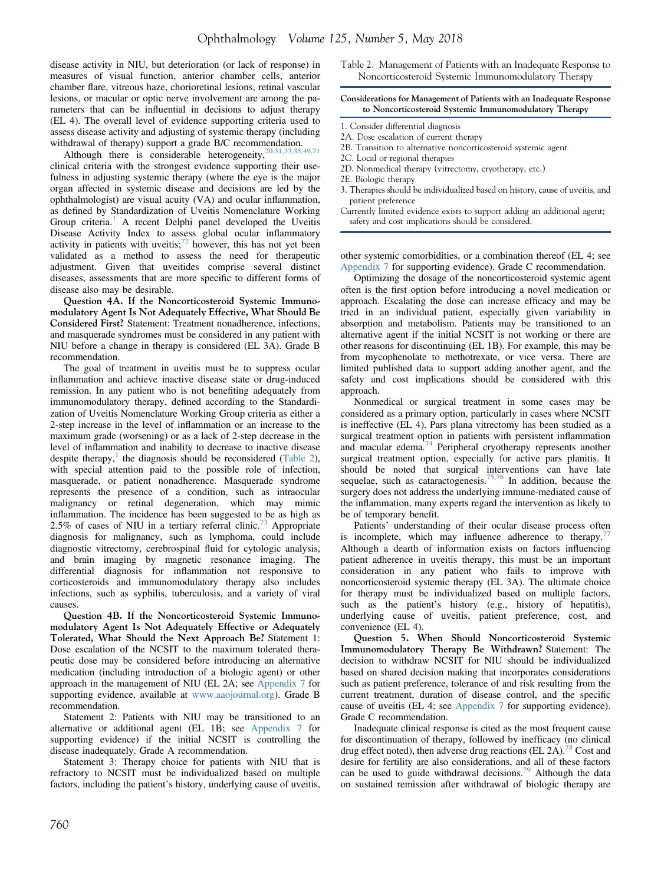disease activity in NIU, but deterioration (or lack of response) in measures of visual function, anterior chamber cells, anterior chamber flare, vitreous haze, chorioretinal lesions, retinal vascular lesions, or macular or optic nerve involvement are among the parameters that can be influential in decisions to adjust therapy (EL 4). The overall level of evidence supporting criteria used to assess disease activity and adjusting of systemic therapy (including withdrawal of therapy) support a grade B/C recommendation.

Although there is considerable heterogeneity,[20,31,33,35,49,71] clinical criteria with the strongest evidence supporting their usefulness in adjusting systemic therapy (where the eye is the major organ affected in systemic disease and decisions are led by the ophthalmologist) are visual acuity (VA) and ocular inflammation, as defined by Standardization of Uveitis Nomenclature Working Group criteria.[1] A recent Delphi panel developed the Uveitis Disease Activity Index to assess global ocular inflammatory activity in patients with uveitis;[72] however, this has not yet been validated as a method to assess the need for therapeutic adjustment. Given that uveitides comprise several distinct diseases, assessments that are more specific to different forms of disease also may be desirable.

**Question 4A. If the Noncorticosteroid Systemic Immunomodulatory Agent Is Not Adequately Effective, What Should Be Considered First?** Statement: Treatment nonadherence, infections, and masquerade syndromes must be considered in any patient with NIU before a change in therapy is considered (EL 3A). Grade B recommendation.

The goal of treatment in uveitis must be to suppress ocular inflammation and achieve inactive disease state or drug-induced remission. In any patient who is not benefiting adequately from immunomodulatory therapy, defined according to the Standardization of Uveitis Nomenclature Working Group criteria as either a 2-step increase in the level of inflammation or an increase to the maximum grade (worsening) or as a lack of 2-step decrease in the level of inflammation and inability to decrease to inactive disease despite therapy,[1] the diagnosis should be reconsidered (Table 2), with special attention paid to the possible role of infection, masquerade, or patient nonadherence. Masquerade syndrome represents the presence of a condition, such as intraocular malignancy or retinal degeneration, which may mimic inflammation. The incidence has been suggested to be as high as 2.5% of cases of NIU in a tertiary referral clinic.[73] Appropriate diagnosis for malignancy, such as lymphoma, could include diagnostic vitrectomy, cerebrospinal fluid for cytologic analysis, and brain imaging by magnetic resonance imaging. The differential diagnosis for inflammation not responsive to corticosteroids and immunomodulatory therapy also includes infections, such as syphilis, tuberculosis, and a variety of viral causes.

**Question 4B. If the Noncorticosteroid Systemic Immunomodulatory Agent Is Not Adequately Effective or Adequately Tolerated, What Should the Next Approach Be?** Statement 1: Dose escalation of the NCSIT to the maximum tolerated therapeutic dose may be considered before introducing an alternative medication (including introduction of a biologic agent) or other approach in the management of NIU (EL 2A; see Appendix 7 for supporting evidence, available at www.aaojournal.org). Grade B recommendation.

Statement 2: Patients with NIU may be transitioned to an alternative or additional agent (EL 1B; see Appendix 7 for supporting evidence) if the initial NCSIT is controlling the disease inadequately. Grade A recommendation.

Statement 3: Therapy choice for patients with NIU that is refractory to NCSIT must be individualized based on multiple factors, including the patient's history, underlying cause of uveitis, other systemic comorbidities, or a combination thereof (EL 4; see Appendix 7 for supporting evidence). Grade C recommendation.

Table 2. Management of Patients with an Inadequate Response to Noncorticosteroid Systemic Immunomodulatory Therapy

| Considerations for Management of Patients with an Inadequate Response to Noncorticosteroid Systemic Immunomodulatory Therapy |
|---|
| 1. Consider differential diagnosis |
| 2A. Dose escalation of current therapy |
| 2B. Transition to alternative noncorticosteroid systemic agent |
| 2C. Local or regional therapies |
| 2D. Nonmedical therapy (vitrectomy, cryotherapy, etc.) |
| 2E. Biologic therapy |
| 3. Therapies should be individualized based on history, cause of uveitis, and patient preference |

Currently limited evidence exists to support adding an additional agent; safety and cost implications should be considered.

Optimizing the dosage of the noncorticosteroid systemic agent often is the first option before introducing a novel medication or approach. Escalating the dose can increase efficacy and may be tried in an individual patient, especially given variability in absorption and metabolism. Patients may be transitioned to an alternative agent if the initial NCSIT is not working or there are other reasons for discontinuing (EL 1B). For example, this may be from mycophenolate to methotrexate, or vice versa. There are limited published data to support adding another agent, and the safety and cost implications should be considered with this approach.

Nonmedical or surgical treatment in some cases may be considered as a primary option, particularly in cases where NCSIT is ineffective (EL 4). Pars plana vitrectomy has been studied as a surgical treatment option in patients with persistent inflammation and macular edema.[74] Peripheral cryotherapy represents another surgical treatment option, especially for active pars planitis. It should be noted that surgical interventions can have late sequelae, such as cataractogenesis.[75,76] In addition, because the surgery does not address the underlying immune-mediated cause of the inflammation, many experts regard the intervention as likely to be of temporary benefit.

Patients' understanding of their ocular disease process often is incomplete, which may influence adherence to therapy.[77] Although a dearth of information exists on factors influencing patient adherence in uveitis therapy, this must be an important consideration in any patient who fails to improve with noncorticosteroid systemic therapy (EL 3A). The ultimate choice for therapy must be individualized based on multiple factors, such as the patient's history (e.g., history of hepatitis), underlying cause of uveitis, patient preference, cost, and convenience (EL 4).

**Question 5. When Should Noncorticosteroid Systemic Immunomodulatory Therapy Be Withdrawn?** Statement: The decision to withdraw NCSIT for NIU should be individualized based on shared decision making that incorporates considerations such as patient preference, tolerance of and risk resulting from the current treatment, duration of disease control, and the specific cause of uveitis (EL 4; see Appendix 7 for supporting evidence). Grade C recommendation.

Inadequate clinical response is cited as the most frequent cause for discontinuation of therapy, followed by inefficacy (no clinical drug effect noted), then adverse drug reactions (EL 2A).[78] Cost and desire for fertility are also considerations, and all of these factors can be used to guide withdrawal decisions.[79] Although the data on sustained remission after withdrawal of biologic therapy are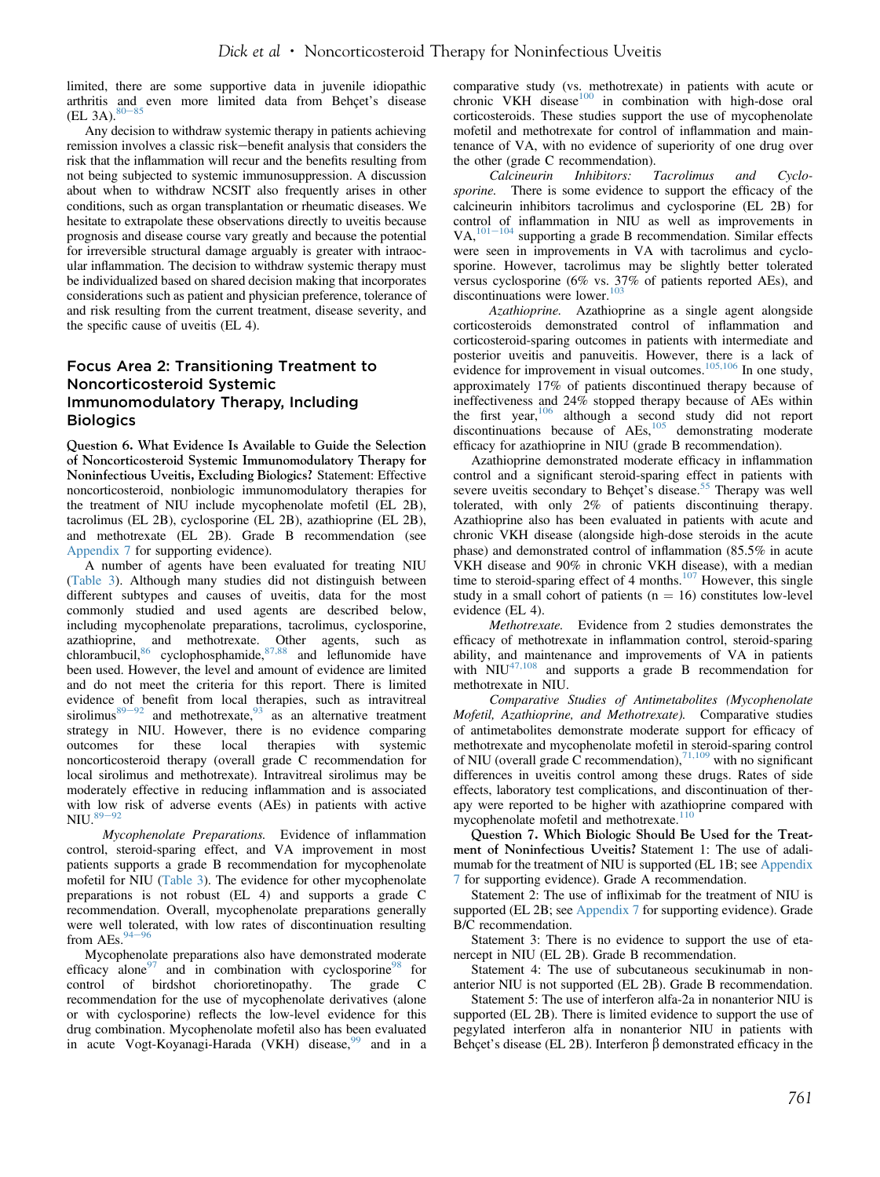limited, there are some supportive data in juvenile idiopathic arthritis and even more limited data from Behçet's disease (EL 3A).[80–85]

Any decision to withdraw systemic therapy in patients achieving remission involves a classic risk−benefit analysis that considers the risk that the inflammation will recur and the benefits resulting from not being subjected to systemic immunosuppression. A discussion about when to withdraw NCSIT also frequently arises in other conditions, such as organ transplantation or rheumatic diseases. We hesitate to extrapolate these observations directly to uveitis because prognosis and disease course vary greatly and because the potential for irreversible structural damage arguably is greater with intraocular inflammation. The decision to withdraw systemic therapy must be individualized based on shared decision making that incorporates considerations such as patient and physician preference, tolerance of and risk resulting from the current treatment, disease severity, and the specific cause of uveitis (EL 4).

## Focus Area 2: Transitioning Treatment to Noncorticosteroid Systemic Immunomodulatory Therapy, Including Biologics

**Question 6. What Evidence Is Available to Guide the Selection of Noncorticosteroid Systemic Immunomodulatory Therapy for Noninfectious Uveitis, Excluding Biologics?** Statement: Effective noncorticosteroid, nonbiologic immunomodulatory therapies for the treatment of NIU include mycophenolate mofetil (EL 2B), tacrolimus (EL 2B), cyclosporine (EL 2B), azathioprine (EL 2B), and methotrexate (EL 2B). Grade B recommendation (see Appendix 7 for supporting evidence).

A number of agents have been evaluated for treating NIU (Table 3). Although many studies did not distinguish between different subtypes and causes of uveitis, data for the most commonly studied and used agents are described below, including mycophenolate preparations, tacrolimus, cyclosporine, azathioprine, and methotrexate. Other agents, such as chlorambucil,[86] cyclophosphamide,[87,88] and leflunomide have been used. However, the level and amount of evidence are limited and do not meet the criteria for this report. There is limited evidence of benefit from local therapies, such as intravitreal sirolimus[89–92] and methotrexate,[93] as an alternative treatment strategy in NIU. However, there is no evidence comparing outcomes for these local therapies with systemic noncorticosteroid therapy (overall grade C recommendation for local sirolimus and methotrexate). Intravitreal sirolimus may be moderately effective in reducing inflammation and is associated with low risk of adverse events (AEs) in patients with active NIU.[89–92]

*Mycophenolate Preparations.* Evidence of inflammation control, steroid-sparing effect, and VA improvement in most patients supports a grade B recommendation for mycophenolate mofetil for NIU (Table 3). The evidence for other mycophenolate preparations is not robust (EL 4) and supports a grade C recommendation. Overall, mycophenolate preparations generally were well tolerated, with low rates of discontinuation resulting from AEs.[94–96]

Mycophenolate preparations also have demonstrated moderate efficacy alone[97] and in combination with cyclosporine[98] for control of birdshot chorioretinopathy. The grade C recommendation for the use of mycophenolate derivatives (alone or with cyclosporine) reflects the low-level evidence for this drug combination. Mycophenolate mofetil also has been evaluated in acute Vogt-Koyanagi-Harada (VKH) disease,[99] and in a comparative study (vs. methotrexate) in patients with acute or chronic VKH disease[100] in combination with high-dose oral corticosteroids. These studies support the use of mycophenolate mofetil and methotrexate for control of inflammation and maintenance of VA, with no evidence of superiority of one drug over the other (grade C recommendation).

*Calcineurin Inhibitors: Tacrolimus and Cyclosporine.* There is some evidence to support the efficacy of the calcineurin inhibitors tacrolimus and cyclosporine (EL 2B) for control of inflammation in NIU as well as improvements in VA,[101–104] supporting a grade B recommendation. Similar effects were seen in improvements in VA with tacrolimus and cyclosporine. However, tacrolimus may be slightly better tolerated versus cyclosporine (6% vs. 37% of patients reported AEs), and discontinuations were lower.[103]

*Azathioprine.* Azathioprine as a single agent alongside corticosteroids demonstrated control of inflammation and corticosteroid-sparing outcomes in patients with intermediate and posterior uveitis and panuveitis. However, there is a lack of evidence for improvement in visual outcomes.[105,106] In one study, approximately 17% of patients discontinued therapy because of ineffectiveness and 24% stopped therapy because of AEs within the first year,[106] although a second study did not report discontinuations because of AEs,[105] demonstrating moderate efficacy for azathioprine in NIU (grade B recommendation).

Azathioprine demonstrated moderate efficacy in inflammation control and a significant steroid-sparing effect in patients with severe uveitis secondary to Behçet's disease.[55] Therapy was well tolerated, with only 2% of patients discontinuing therapy. Azathioprine also has been evaluated in patients with acute and chronic VKH disease (alongside high-dose steroids in the acute phase) and demonstrated control of inflammation (85.5% in acute VKH disease and 90% in chronic VKH disease), with a median time to steroid-sparing effect of 4 months.[107] However, this single study in a small cohort of patients (n = 16) constitutes low-level evidence (EL 4).

*Methotrexate.* Evidence from 2 studies demonstrates the efficacy of methotrexate in inflammation control, steroid-sparing ability, and maintenance and improvements of VA in patients with NIU[47,108] and supports a grade B recommendation for methotrexate in NIU.

*Comparative Studies of Antimetabolites (Mycophenolate Mofetil, Azathioprine, and Methotrexate).* Comparative studies of antimetabolites demonstrate moderate support for efficacy of methotrexate and mycophenolate mofetil in steroid-sparing control of NIU (overall grade C recommendation),[71,109] with no significant differences in uveitis control among these drugs. Rates of side effects, laboratory test complications, and discontinuation of therapy were reported to be higher with azathioprine compared with mycophenolate mofetil and methotrexate.[110]

**Question 7. Which Biologic Should Be Used for the Treatment of Noninfectious Uveitis?** Statement 1: The use of adalimumab for the treatment of NIU is supported (EL 1B; see Appendix 7 for supporting evidence). Grade A recommendation.

Statement 2: The use of infliximab for the treatment of NIU is supported (EL 2B; see Appendix 7 for supporting evidence). Grade B/C recommendation.

Statement 3: There is no evidence to support the use of etanercept in NIU (EL 2B). Grade B recommendation.

Statement 4: The use of subcutaneous secukinumab in nonanterior NIU is not supported (EL 2B). Grade B recommendation.

Statement 5: The use of interferon alfa-2a in nonanterior NIU is supported (EL 2B). There is limited evidence to support the use of pegylated interferon alfa in nonanterior NIU in patients with Behçet's disease (EL 2B). Interferon β demonstrated efficacy in the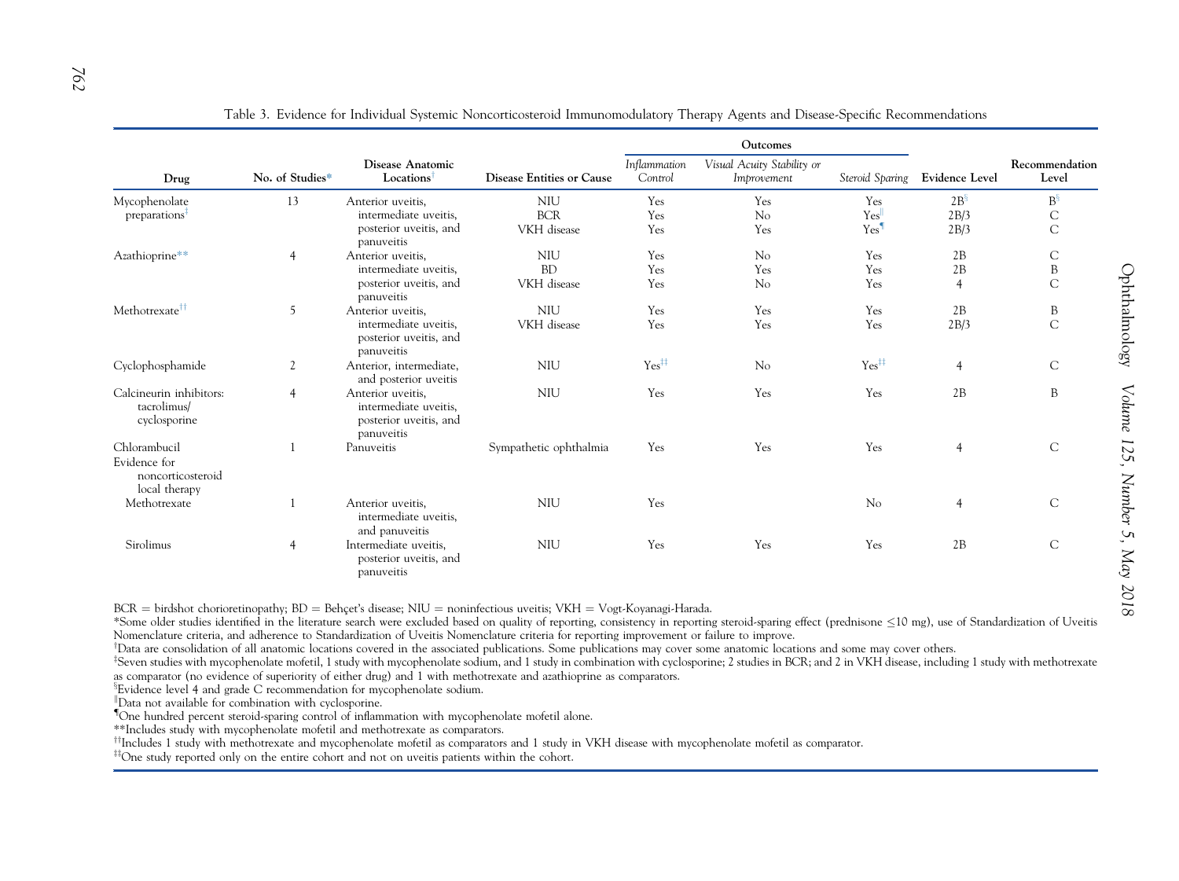Table 3. Evidence for Individual Systemic Noncorticosteroid Immunomodulatory Therapy Agents and Disease-Specific Recommendations

| Drug | No. of Studies* | Disease Anatomic Locations[†] | Disease Entities or Cause | Outcomes | | | Evidence Level | Recommendation Level |
|---|---|---|---|---|---|---|---|---|
| | | | | *Inflammation Control* | *Visual Acuity Stability or Improvement* | *Steroid Sparing* | | |
| Mycophenolate preparations[‡] | 13 | Anterior uveitis, intermediate uveitis, posterior uveitis, and panuveitis | NIU | Yes | Yes | Yes | 2B[§] | B[§] |
| | | | BCR | Yes | No | Yes[‖] | 2B/3 | C |
| | | | VKH disease | Yes | Yes | Yes[¶] | 2B/3 | C |
| Azathioprine** | 4 | Anterior uveitis, intermediate uveitis, posterior uveitis, and panuveitis | NIU | Yes | No | Yes | 2B | C |
| | | | BD | Yes | Yes | Yes | 2B | B |
| | | | VKH disease | Yes | No | Yes | 4 | C |
| Methotrexate[††] | 5 | Anterior uveitis, intermediate uveitis, posterior uveitis, and panuveitis | NIU | Yes | Yes | Yes | 2B | B |
| | | | VKH disease | Yes | Yes | Yes | 2B/3 | C |
| Cyclophosphamide | 2 | Anterior, intermediate, and posterior uveitis | NIU | Yes[‡‡] | No | Yes[‡‡] | 4 | C |
| Calcineurin inhibitors: tacrolimus/cyclosporine | 4 | Anterior uveitis, intermediate uveitis, posterior uveitis, and panuveitis | NIU | Yes | Yes | Yes | 2B | B |
| Chlorambucil | 1 | Panuveitis | Sympathetic ophthalmia | Yes | Yes | Yes | 4 | C |
| Evidence for noncorticosteroid local therapy | | | | | | | | |
| Methotrexate | 1 | Anterior uveitis, intermediate uveitis, and panuveitis | NIU | Yes | | No | 4 | C |
| Sirolimus | 4 | Intermediate uveitis, posterior uveitis, and panuveitis | NIU | Yes | Yes | Yes | 2B | C |

BCR = birdshot chorioretinopathy; BD = Behçet's disease; NIU = noninfectious uveitis; VKH = Vogt-Koyanagi-Harada.

*Some older studies identified in the literature search were excluded based on quality of reporting, consistency in reporting steroid-sparing effect (prednisone ≤10 mg), use of Standardization of Uveitis Nomenclature criteria, and adherence to Standardization of Uveitis Nomenclature criteria for reporting improvement or failure to improve.

[†]Data are consolidation of all anatomic locations covered in the associated publications. Some publications may cover some anatomic locations and some may cover others.

[‡]Seven studies with mycophenolate mofetil, 1 study with mycophenolate sodium, and 1 study in combination with cyclosporine; 2 studies in BCR; and 2 in VKH disease, including 1 study with methotrexate as comparator (no evidence of superiority of either drug) and 1 with methotrexate and azathioprine as comparators.

[§]Evidence level 4 and grade C recommendation for mycophenolate sodium.

[‖]Data not available for combination with cyclosporine.

[¶]One hundred percent steroid-sparing control of inflammation with mycophenolate mofetil alone.

**Includes study with mycophenolate mofetil and methotrexate as comparators.

[††]Includes 1 study with methotrexate and mycophenolate mofetil as comparators and 1 study in VKH disease with mycophenolate mofetil as comparator.

[‡‡]One study reported only on the entire cohort and not on uveitis patients within the cohort.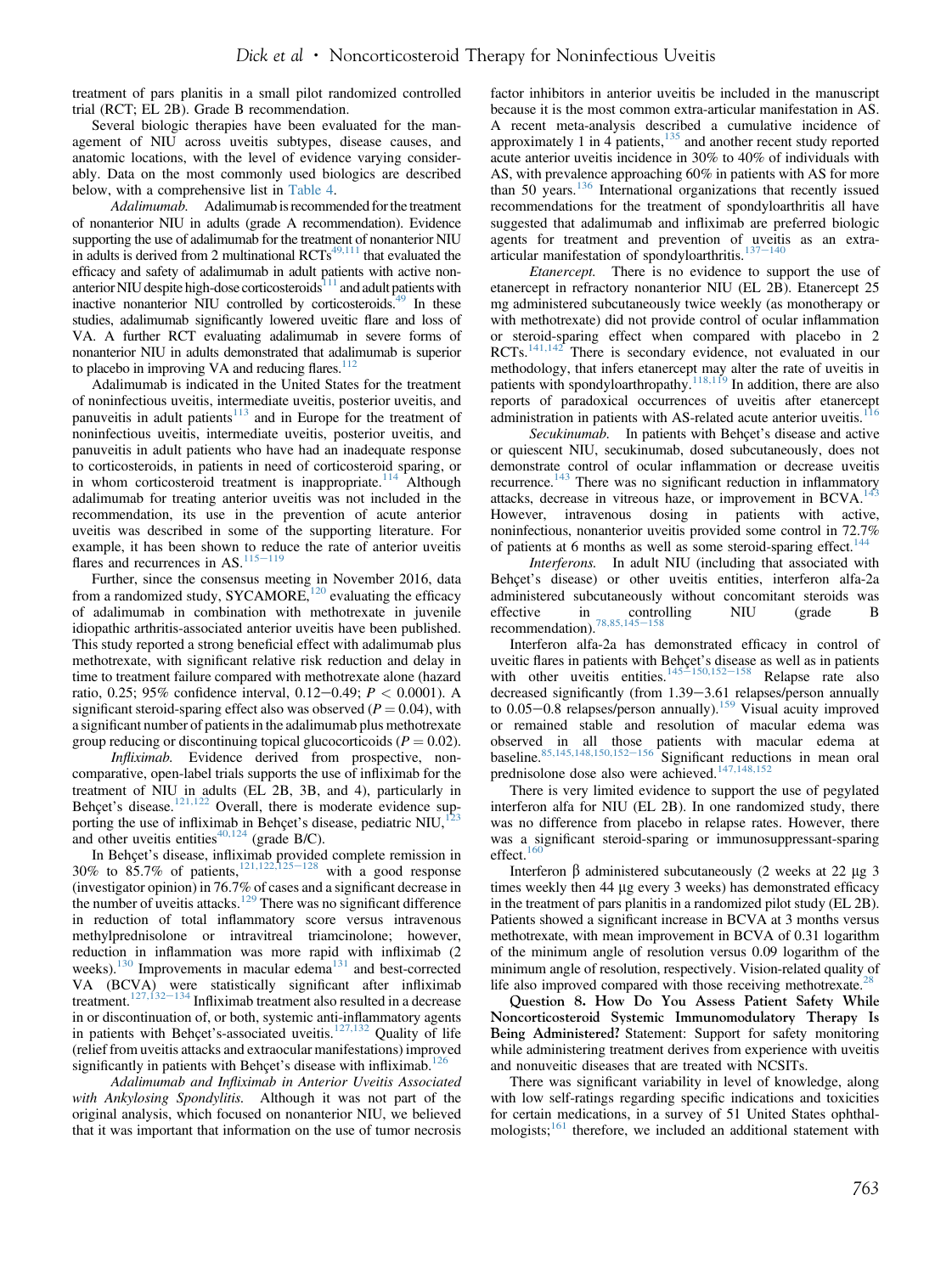treatment of pars planitis in a small pilot randomized controlled trial (RCT; EL 2B). Grade B recommendation.

Several biologic therapies have been evaluated for the management of NIU across uveitis subtypes, disease causes, and anatomic locations, with the level of evidence varying considerably. Data on the most commonly used biologics are described below, with a comprehensive list in Table 4.

*Adalimumab.* Adalimumab is recommended for the treatment of nonanterior NIU in adults (grade A recommendation). Evidence supporting the use of adalimumab for the treatment of nonanterior NIU in adults is derived from 2 multinational RCTs[49,111] that evaluated the efficacy and safety of adalimumab in adult patients with active nonanterior NIU despite high-dose corticosteroids[111] and adult patients with inactive nonanterior NIU controlled by corticosteroids.[49] In these studies, adalimumab significantly lowered uveitic flare and loss of VA. A further RCT evaluating adalimumab in severe forms of nonanterior NIU in adults demonstrated that adalimumab is superior to placebo in improving VA and reducing flares.[112]

Adalimumab is indicated in the United States for the treatment of noninfectious uveitis, intermediate uveitis, posterior uveitis, and panuveitis in adult patients[113] and in Europe for the treatment of noninfectious uveitis, intermediate uveitis, posterior uveitis, and panuveitis in adult patients who have had an inadequate response to corticosteroids, in patients in need of corticosteroid sparing, or in whom corticosteroid treatment is inappropriate.[114] Although adalimumab for treating anterior uveitis was not included in the recommendation, its use in the prevention of acute anterior uveitis was described in some of the supporting literature. For example, it has been shown to reduce the rate of anterior uveitis flares and recurrences in AS.[115–119]

Further, since the consensus meeting in November 2016, data from a randomized study, SYCAMORE,[120] evaluating the efficacy of adalimumab in combination with methotrexate in juvenile idiopathic arthritis-associated anterior uveitis have been published. This study reported a strong beneficial effect with adalimumab plus methotrexate, with significant relative risk reduction and delay in time to treatment failure compared with methotrexate alone (hazard ratio, 0.25; 95% confidence interval, 0.12–0.49; $P < 0.0001$). A significant steroid-sparing effect also was observed ($P = 0.04$), with a significant number of patients in the adalimumab plus methotrexate group reducing or discontinuing topical glucocorticoids ($P = 0.02$).

*Infliximab.* Evidence derived from prospective, noncomparative, open-label trials supports the use of infliximab for the treatment of NIU in adults (EL 2B, 3B, and 4), particularly in Behçet's disease.[121,122] Overall, there is moderate evidence supporting the use of infliximab in Behçet's disease, pediatric NIU,[123] and other uveitis entities[40,124] (grade B/C).

In Behçet's disease, infliximab provided complete remission in 30% to 85.7% of patients,[121,122,125–128] with a good response (investigator opinion) in 76.7% of cases and a significant decrease in the number of uveitis attacks.[129] There was no significant difference in reduction of total inflammatory score versus intravenous methylprednisolone or intravitreal triamcinolone; however, reduction in inflammation was more rapid with infliximab (2 weeks).[130] Improvements in macular edema[131] and best-corrected VA (BCVA) were statistically significant after infliximab treatment.[127,132–134] Infliximab treatment also resulted in a decrease in or discontinuation of, or both, systemic anti-inflammatory agents in patients with Behçet's-associated uveitis.[127,132] Quality of life (relief from uveitis attacks and extraocular manifestations) improved significantly in patients with Behçet's disease with infliximab.[126]

*Adalimumab and Infliximab in Anterior Uveitis Associated with Ankylosing Spondylitis.* Although it was not part of the original analysis, which focused on nonanterior NIU, we believed that it was important that information on the use of tumor necrosis factor inhibitors in anterior uveitis be included in the manuscript because it is the most common extra-articular manifestation in AS. A recent meta-analysis described a cumulative incidence of approximately 1 in 4 patients,[135] and another recent study reported acute anterior uveitis incidence in 30% to 40% of individuals with AS, with prevalence approaching 60% in patients with AS for more than 50 years.[136] International organizations that recently issued recommendations for the treatment of spondyloarthritis all have suggested that adalimumab and infliximab are preferred biologic agents for treatment and prevention of uveitis as an extra-articular manifestation of spondyloarthritis.[137–140]

*Etanercept.* There is no evidence to support the use of etanercept in refractory nonanterior NIU (EL 2B). Etanercept 25 mg administered subcutaneously twice weekly (as monotherapy or with methotrexate) did not provide control of ocular inflammation or steroid-sparing effect when compared with placebo in 2 RCTs.[141,142] There is secondary evidence, not evaluated in our methodology, that infers etanercept may alter the rate of uveitis in patients with spondyloarthropathy.[118,119] In addition, there are also reports of paradoxical occurrences of uveitis after etanercept administration in patients with AS-related acute anterior uveitis.[116]

*Secukinumab.* In patients with Behçet's disease and active or quiescent NIU, secukinumab, dosed subcutaneously, does not demonstrate control of ocular inflammation or decrease uveitis recurrence.[143] There was no significant reduction in inflammatory attacks, decrease in vitreous haze, or improvement in BCVA.[143] However, intravenous dosing in patients with active, noninfectious, nonanterior uveitis provided some control in 72.7% of patients at 6 months as well as some steroid-sparing effect.[144]

*Interferons.* In adult NIU (including that associated with Behçet's disease) or other uveitis entities, interferon alfa-2a administered subcutaneously without concomitant steroids was effective in controlling NIU (grade B recommendation).[78,85,145–158]

Interferon alfa-2a has demonstrated efficacy in control of uveitic flares in patients with Behçet's disease as well as in patients with other uveitis entities.[145–150,152–158] Relapse rate also decreased significantly (from 1.39–3.61 relapses/person annually to 0.05–0.8 relapses/person annually).[159] Visual acuity improved or remained stable and resolution of macular edema was observed in all those patients with macular edema at baseline.[85,145,148,150,152–156] Significant reductions in mean oral prednisolone dose also were achieved.[147,148,152]

There is very limited evidence to support the use of pegylated interferon alfa for NIU (EL 2B). In one randomized study, there was no difference from placebo in relapse rates. However, there was a significant steroid-sparing or immunosuppressant-sparing effect.[160]

Interferon β administered subcutaneously (2 weeks at 22 μg 3 times weekly then 44 μg every 3 weeks) has demonstrated efficacy in the treatment of pars planitis in a randomized pilot study (EL 2B). Patients showed a significant increase in BCVA at 3 months versus methotrexate, with mean improvement in BCVA of 0.31 logarithm of the minimum angle of resolution versus 0.09 logarithm of the minimum angle of resolution, respectively. Vision-related quality of life also improved compared with those receiving methotrexate.[28]

**Question 8. How Do You Assess Patient Safety While Noncorticosteroid Systemic Immunomodulatory Therapy Is Being Administered?** Statement: Support for safety monitoring while administering treatment derives from experience with uveitis and nonuveitic diseases that are treated with NCSITs.

There was significant variability in level of knowledge, along with low self-ratings regarding specific indications and toxicities for certain medications, in a survey of 51 United States ophthalmologists;[161] therefore, we included an additional statement with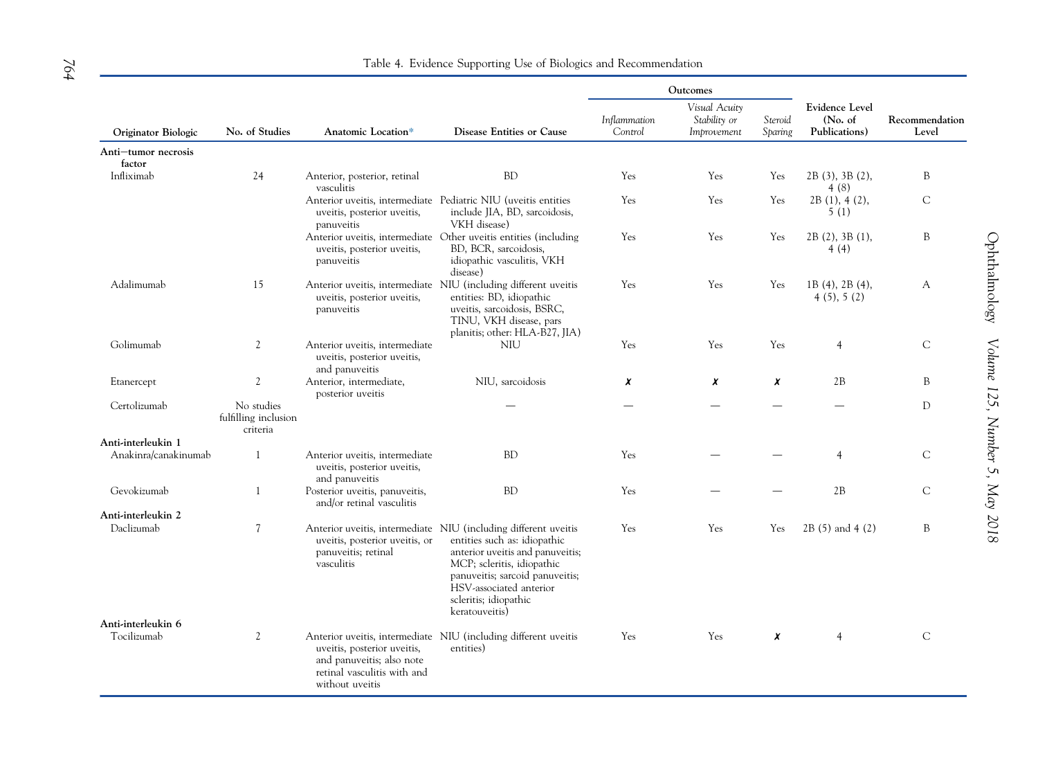Table 4. Evidence Supporting Use of Biologics and Recommendation

| Originator Biologic | No. of Studies | Anatomic Location* | Disease Entities or Cause | Outcomes | | | Evidence Level (No. of Publications) | Recommendation Level |
|---|---|---|---|---|---|---|---|---|
| | | | | *Inflammation Control* | *Visual Acuity Stability or Improvement* | *Steroid Sparing* | | |
| **Anti–tumor necrosis factor** | | | | | | | | |
| Infliximab | 24 | Anterior, posterior, retinal vasculitis | BD | Yes | Yes | Yes | 2B (3), 3B (2), 4 (8) | B |
| | | Anterior uveitis, intermediate uveitis, posterior uveitis, panuveitis | Pediatric NIU (uveitis entities include JIA, BD, sarcoidosis, VKH disease) | Yes | Yes | Yes | 2B (1), 4 (2), 5 (1) | C |
| | | Anterior uveitis, intermediate uveitis, posterior uveitis, panuveitis | Other uveitis entities (including BD, BCR, sarcoidosis, idiopathic vasculitis, VKH disease) | Yes | Yes | Yes | 2B (2), 3B (1), 4 (4) | B |
| Adalimumab | 15 | Anterior uveitis, intermediate uveitis, posterior uveitis, panuveitis | NIU (including different uveitis entities: BD, idiopathic uveitis, sarcoidosis, BSRC, TINU, VKH disease, pars planitis; other: HLA-B27, JIA) | Yes | Yes | Yes | 1B (4), 2B (4), 4 (5), 5 (2) | A |
| Golimumab | 2 | Anterior uveitis, intermediate uveitis, posterior uveitis, and panuveitis | NIU | Yes | Yes | Yes | 4 | C |
| Etanercept | 2 | Anterior, intermediate, posterior uveitis | NIU, sarcoidosis | ✗ | ✗ | ✗ | 2B | B |
| Certolizumab | No studies fulfilling inclusion criteria | | — | — | — | — | — | D |
| **Anti-interleukin 1** | | | | | | | | |
| Anakinra/canakinumab | 1 | Anterior uveitis, intermediate uveitis, posterior uveitis, and panuveitis | BD | Yes | — | — | 4 | C |
| Gevokizumab | 1 | Posterior uveitis, panuveitis, and/or retinal vasculitis | BD | Yes | — | — | 2B | C |
| **Anti-interleukin 2** | | | | | | | | |
| Daclizumab | 7 | Anterior uveitis, intermediate uveitis, posterior uveitis, or panuveitis; retinal vasculitis | NIU (including different uveitis entities such as: idiopathic anterior uveitis and panuveitis; MCP; scleritis, idiopathic panuveitis; sarcoid panuveitis; HSV-associated anterior scleritis; idiopathic keratouveitis) | Yes | Yes | Yes | 2B (5) and 4 (2) | B |
| **Anti-interleukin 6** | | | | | | | | |
| Tocilizumab | 2 | Anterior uveitis, intermediate uveitis, posterior uveitis, and panuveitis; also note retinal vasculitis with and without uveitis | NIU (including different uveitis entities) | Yes | Yes | ✗ | 4 | C |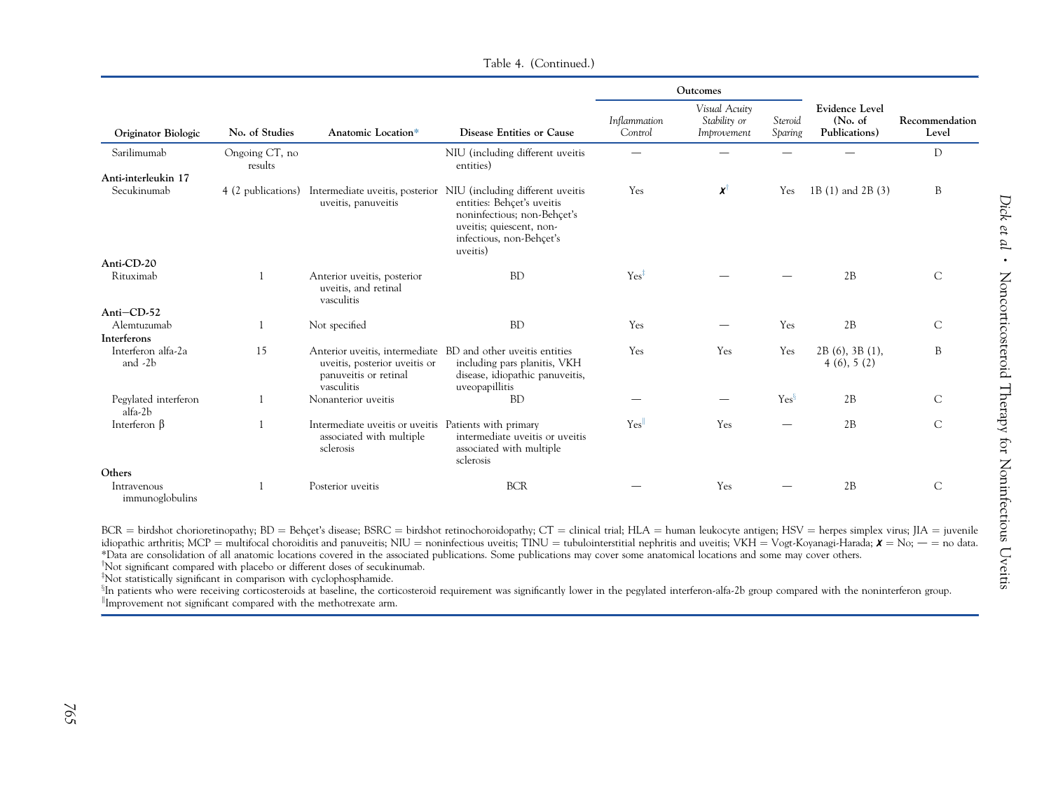Table 4. (Continued.)

| Originator Biologic | No. of Studies | Anatomic Location* | Disease Entities or Cause | Outcomes | | | Evidence Level (No. of Publications) | Recommendation Level |
|---|---|---|---|---|---|---|---|---|
| | | | | *Inflammation Control* | *Visual Acuity Stability or Improvement* | *Steroid Sparing* | | |
| Sarilimumab | Ongoing CT, no results | | NIU (including different uveitis entities) | — | — | — | — | D |
| **Anti-interleukin 17** | | | | | | | | |
| Secukinumab | 4 (2 publications) | Intermediate uveitis, posterior uveitis, panuveitis | NIU (including different uveitis entities: Behçet's uveitis noninfectious; non-Behçet's uveitis; quiescent, non-infectious, non-Behçet's uveitis) | Yes | ✗[†] | Yes | 1B (1) and 2B (3) | B |
| **Anti-CD-20** | | | | | | | | |
| Rituximab | 1 | Anterior uveitis, posterior uveitis, and retinal vasculitis | BD | Yes[‡] | — | — | 2B | C |
| **Anti−CD-52** | | | | | | | | |
| Alemtuzumab | 1 | Not specified | BD | Yes | — | Yes | 2B | C |
| **Interferons** | | | | | | | | |
| Interferon alfa-2a and -2b | 15 | Anterior uveitis, intermediate uveitis, posterior uveitis or panuveitis or retinal vasculitis | BD and other uveitis entities including pars planitis, VKH disease, idiopathic panuveitis, uveopapillitis | Yes | Yes | Yes | 2B (6), 3B (1), 4 (6), 5 (2) | B |
| Pegylated interferon alfa-2b | 1 | Nonanterior uveitis | BD | — | — | Yes[§] | 2B | C |
| Interferon β | 1 | Intermediate uveitis or uveitis associated with multiple sclerosis | Patients with primary intermediate uveitis or uveitis associated with multiple sclerosis | Yes[‖] | Yes | — | 2B | C |
| **Others** | | | | | | | | |
| Intravenous immunoglobulins | 1 | Posterior uveitis | BCR | — | Yes | — | 2B | C |

BCR = birdshot chorioretinopathy; BD = Behçet's disease; BSRC = birdshot retinochoroidopathy; CT = clinical trial; HLA = human leukocyte antigen; HSV = herpes simplex virus; JIA = juvenile idiopathic arthritis; MCP = multifocal choroiditis and panuveitis; NIU = noninfectious uveitis; TINU = tubulointerstitial nephritis and uveitis; VKH = Vogt-Koyanagi-Harada; ✗ = No; — = no data.

*Data are consolidation of all anatomic locations covered in the associated publications. Some publications may cover some anatomical locations and some may cover others.

[†]Not significant compared with placebo or different doses of secukinumab.

[‡]Not statistically significant in comparison with cyclophosphamide.

[§]In patients who were receiving corticosteroids at baseline, the corticosteroid requirement was significantly lower in the pegylated interferon-alfa-2b group compared with the noninterferon group.

[‖]Improvement not significant compared with the methotrexate arm.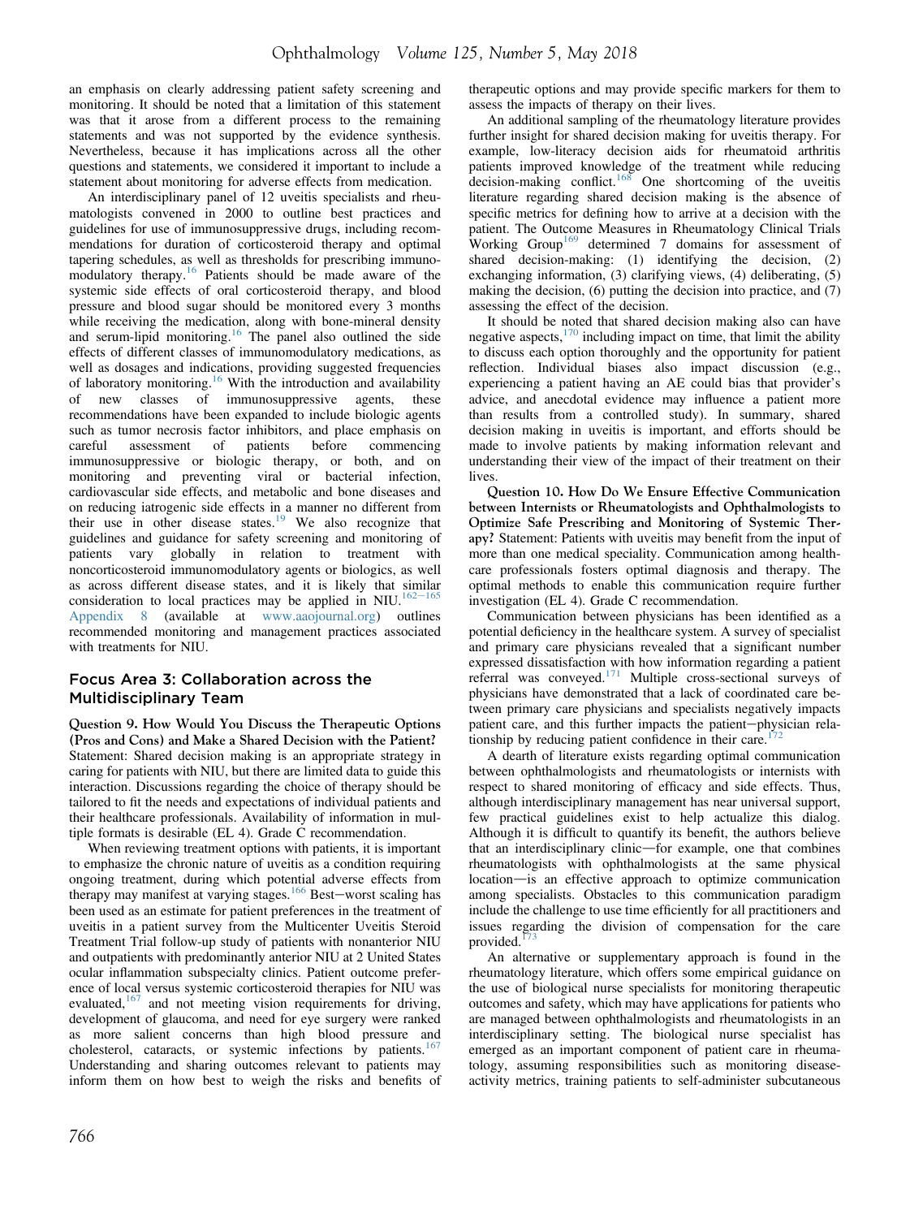an emphasis on clearly addressing patient safety screening and monitoring. It should be noted that a limitation of this statement was that it arose from a different process to the remaining statements and was not supported by the evidence synthesis. Nevertheless, because it has implications across all the other questions and statements, we considered it important to include a statement about monitoring for adverse effects from medication.

An interdisciplinary panel of 12 uveitis specialists and rheumatologists convened in 2000 to outline best practices and guidelines for use of immunosuppressive drugs, including recommendations for duration of corticosteroid therapy and optimal tapering schedules, as well as thresholds for prescribing immunomodulatory therapy.[16] Patients should be made aware of the systemic side effects of oral corticosteroid therapy, and blood pressure and blood sugar should be monitored every 3 months while receiving the medication, along with bone-mineral density and serum-lipid monitoring.[16] The panel also outlined the side effects of different classes of immunomodulatory medications, as well as dosages and indications, providing suggested frequencies of laboratory monitoring.[16] With the introduction and availability of new classes of immunosuppressive agents, these recommendations have been expanded to include biologic agents such as tumor necrosis factor inhibitors, and place emphasis on careful assessment of patients before commencing immunosuppressive or biologic therapy, or both, and on monitoring and preventing viral or bacterial infection, cardiovascular side effects, and metabolic and bone diseases and on reducing iatrogenic side effects in a manner no different from their use in other disease states.[19] We also recognize that guidelines and guidance for safety screening and monitoring of patients vary globally in relation to treatment with noncorticosteroid immunomodulatory agents or biologics, as well as across different disease states, and it is likely that similar consideration to local practices may be applied in NIU.[162–165] Appendix 8 (available at www.aaojournal.org) outlines recommended monitoring and management practices associated with treatments for NIU.

## Focus Area 3: Collaboration across the Multidisciplinary Team

**Question 9. How Would You Discuss the Therapeutic Options (Pros and Cons) and Make a Shared Decision with the Patient?** Statement: Shared decision making is an appropriate strategy in caring for patients with NIU, but there are limited data to guide this interaction. Discussions regarding the choice of therapy should be tailored to fit the needs and expectations of individual patients and their healthcare professionals. Availability of information in multiple formats is desirable (EL 4). Grade C recommendation.

When reviewing treatment options with patients, it is important to emphasize the chronic nature of uveitis as a condition requiring ongoing treatment, during which potential adverse effects from therapy may manifest at varying stages.[166] Best–worst scaling has been used as an estimate for patient preferences in the treatment of uveitis in a patient survey from the Multicenter Uveitis Steroid Treatment Trial follow-up study of patients with nonanterior NIU and outpatients with predominantly anterior NIU at 2 United States ocular inflammation subspecialty clinics. Patient outcome preference of local versus systemic corticosteroid therapies for NIU was evaluated,[167] and not meeting vision requirements for driving, development of glaucoma, and need for eye surgery were ranked as more salient concerns than high blood pressure and cholesterol, cataracts, or systemic infections by patients.[167] Understanding and sharing outcomes relevant to patients may inform them on how best to weigh the risks and benefits of therapeutic options and may provide specific markers for them to assess the impacts of therapy on their lives.

An additional sampling of the rheumatology literature provides further insight for shared decision making for uveitis therapy. For example, low-literacy decision aids for rheumatoid arthritis patients improved knowledge of the treatment while reducing decision-making conflict.[168] One shortcoming of the uveitis literature regarding shared decision making is the absence of specific metrics for defining how to arrive at a decision with the patient. The Outcome Measures in Rheumatology Clinical Trials Working Group[169] determined 7 domains for assessment of shared decision-making: (1) identifying the decision, (2) exchanging information, (3) clarifying views, (4) deliberating, (5) making the decision, (6) putting the decision into practice, and (7) assessing the effect of the decision.

It should be noted that shared decision making also can have negative aspects,[170] including impact on time, that limit the ability to discuss each option thoroughly and the opportunity for patient reflection. Individual biases also impact discussion (e.g., experiencing a patient having an AE could bias that provider's advice, and anecdotal evidence may influence a patient more than results from a controlled study). In summary, shared decision making in uveitis is important, and efforts should be made to involve patients by making information relevant and understanding their view of the impact of their treatment on their lives.

**Question 10. How Do We Ensure Effective Communication between Internists or Rheumatologists and Ophthalmologists to Optimize Safe Prescribing and Monitoring of Systemic Therapy?** Statement: Patients with uveitis may benefit from the input of more than one medical speciality. Communication among healthcare professionals fosters optimal diagnosis and therapy. The optimal methods to enable this communication require further investigation (EL 4). Grade C recommendation.

Communication between physicians has been identified as a potential deficiency in the healthcare system. A survey of specialist and primary care physicians revealed that a significant number expressed dissatisfaction with how information regarding a patient referral was conveyed.[171] Multiple cross-sectional surveys of physicians have demonstrated that a lack of coordinated care between primary care physicians and specialists negatively impacts patient care, and this further impacts the patient–physician relationship by reducing patient confidence in their care.[172]

A dearth of literature exists regarding optimal communication between ophthalmologists and rheumatologists or internists with respect to shared monitoring of efficacy and side effects. Thus, although interdisciplinary management has near universal support, few practical guidelines exist to help actualize this dialog. Although it is difficult to quantify its benefit, the authors believe that an interdisciplinary clinic—for example, one that combines rheumatologists with ophthalmologists at the same physical location—is an effective approach to optimize communication among specialists. Obstacles to this communication paradigm include the challenge to use time efficiently for all practitioners and issues regarding the division of compensation for the care provided.[173]

An alternative or supplementary approach is found in the rheumatology literature, which offers some empirical guidance on the use of biological nurse specialists for monitoring therapeutic outcomes and safety, which may have applications for patients who are managed between ophthalmologists and rheumatologists in an interdisciplinary setting. The biological nurse specialist has emerged as an important component of patient care in rheumatology, assuming responsibilities such as monitoring disease-activity metrics, training patients to self-administer subcutaneous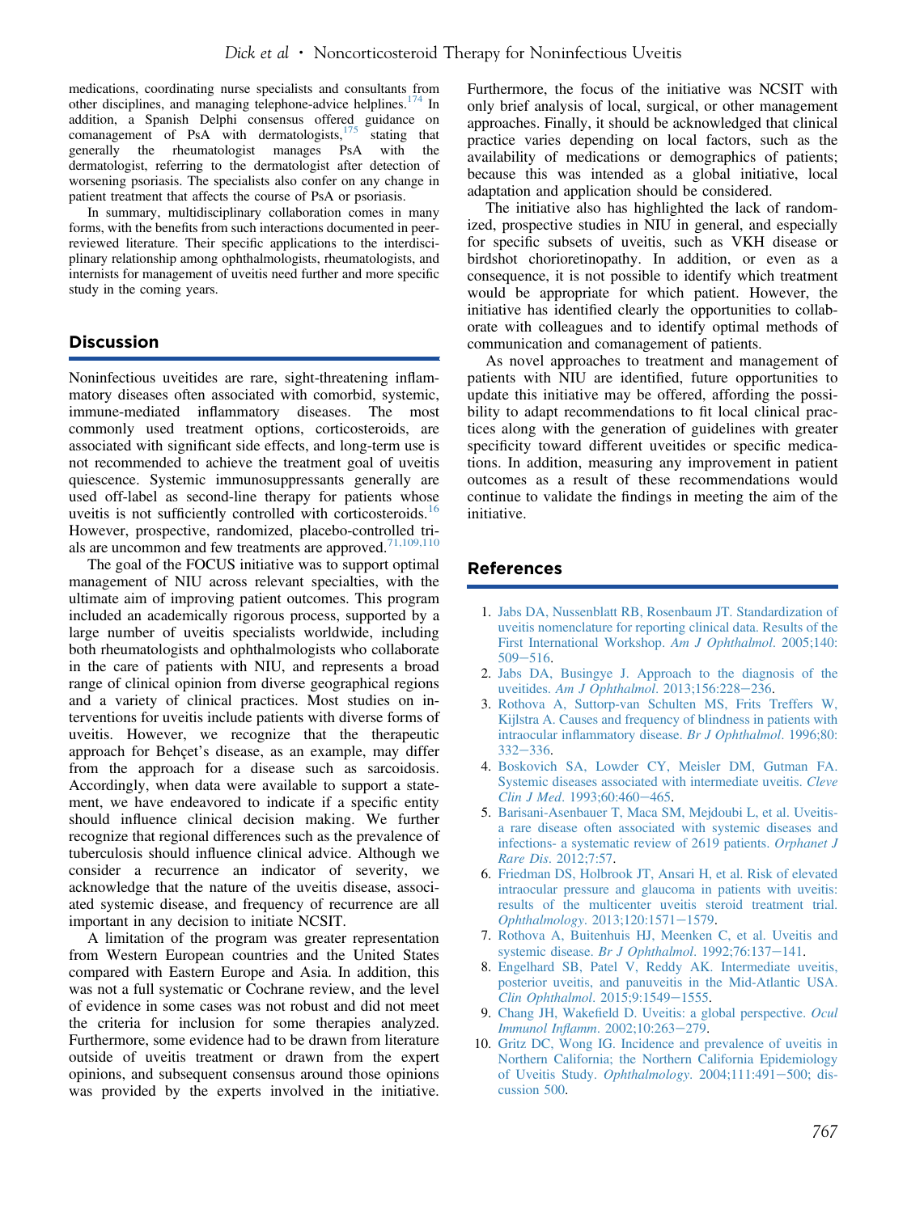medications, coordinating nurse specialists and consultants from other disciplines, and managing telephone-advice helplines.[174] In addition, a Spanish Delphi consensus offered guidance on comanagement of PsA with dermatologists,[175] stating that generally the rheumatologist manages PsA with the dermatologist, referring to the dermatologist after detection of worsening psoriasis. The specialists also confer on any change in patient treatment that affects the course of PsA or psoriasis.

In summary, multidisciplinary collaboration comes in many forms, with the benefits from such interactions documented in peer-reviewed literature. Their specific applications to the interdisciplinary relationship among ophthalmologists, rheumatologists, and internists for management of uveitis need further and more specific study in the coming years.

## Discussion

Noninfectious uveitides are rare, sight-threatening inflammatory diseases often associated with comorbid, systemic, immune-mediated inflammatory diseases. The most commonly used treatment options, corticosteroids, are associated with significant side effects, and long-term use is not recommended to achieve the treatment goal of uveitis quiescence. Systemic immunosuppressants generally are used off-label as second-line therapy for patients whose uveitis is not sufficiently controlled with corticosteroids.[16] However, prospective, randomized, placebo-controlled trials are uncommon and few treatments are approved.[71,109,110]

The goal of the FOCUS initiative was to support optimal management of NIU across relevant specialties, with the ultimate aim of improving patient outcomes. This program included an academically rigorous process, supported by a large number of uveitis specialists worldwide, including both rheumatologists and ophthalmologists who collaborate in the care of patients with NIU, and represents a broad range of clinical opinion from diverse geographical regions and a variety of clinical practices. Most studies on interventions for uveitis include patients with diverse forms of uveitis. However, we recognize that the therapeutic approach for Behçet's disease, as an example, may differ from the approach for a disease such as sarcoidosis. Accordingly, when data were available to support a statement, we have endeavored to indicate if a specific entity should influence clinical decision making. We further recognize that regional differences such as the prevalence of tuberculosis should influence clinical advice. Although we consider a recurrence an indicator of severity, we acknowledge that the nature of the uveitis disease, associated systemic disease, and frequency of recurrence are all important in any decision to initiate NCSIT.

A limitation of the program was greater representation from Western European countries and the United States compared with Eastern Europe and Asia. In addition, this was not a full systematic or Cochrane review, and the level of evidence in some cases was not robust and did not meet the criteria for inclusion for some therapies analyzed. Furthermore, some evidence had to be drawn from literature outside of uveitis treatment or drawn from the expert opinions, and subsequent consensus around those opinions was provided by the experts involved in the initiative. Furthermore, the focus of the initiative was NCSIT with only brief analysis of local, surgical, or other management approaches. Finally, it should be acknowledged that clinical practice varies depending on local factors, such as the availability of medications or demographics of patients; because this was intended as a global initiative, local adaptation and application should be considered.

The initiative also has highlighted the lack of randomized, prospective studies in NIU in general, and especially for specific subsets of uveitis, such as VKH disease or birdshot chorioretinopathy. In addition, or even as a consequence, it is not possible to identify which treatment would be appropriate for which patient. However, the initiative has identified clearly the opportunities to collaborate with colleagues and to identify optimal methods of communication and comanagement of patients.

As novel approaches to treatment and management of patients with NIU are identified, future opportunities to update this initiative may be offered, affording the possibility to adapt recommendations to fit local clinical practices along with the generation of guidelines with greater specificity toward different uveitides or specific medications. In addition, measuring any improvement in patient outcomes as a result of these recommendations would continue to validate the findings in meeting the aim of the initiative.

## References

1. Jabs DA, Nussenblatt RB, Rosenbaum JT. Standardization of uveitis nomenclature for reporting clinical data. Results of the First International Workshop. *Am J Ophthalmol*. 2005;140:509–516.
2. Jabs DA, Busingye J. Approach to the diagnosis of the uveitides. *Am J Ophthalmol*. 2013;156:228–236.
3. Rothova A, Suttorp-van Schulten MS, Frits Treffers W, Kijlstra A. Causes and frequency of blindness in patients with intraocular inflammatory disease. *Br J Ophthalmol*. 1996;80:332–336.
4. Boskovich SA, Lowder CY, Meisler DM, Gutman FA. Systemic diseases associated with intermediate uveitis. *Cleve Clin J Med*. 1993;60:460–465.
5. Barisani-Asenbauer T, Maca SM, Mejdoubi L, et al. Uveitis- a rare disease often associated with systemic diseases and infections- a systematic review of 2619 patients. *Orphanet J Rare Dis*. 2012;7:57.
6. Friedman DS, Holbrook JT, Ansari H, et al. Risk of elevated intraocular pressure and glaucoma in patients with uveitis: results of the multicenter uveitis steroid treatment trial. *Ophthalmology*. 2013;120:1571–1579.
7. Rothova A, Buitenhuis HJ, Meenken C, et al. Uveitis and systemic disease. *Br J Ophthalmol*. 1992;76:137–141.
8. Engelhard SB, Patel V, Reddy AK. Intermediate uveitis, posterior uveitis, and panuveitis in the Mid-Atlantic USA. *Clin Ophthalmol*. 2015;9:1549–1555.
9. Chang JH, Wakefield D. Uveitis: a global perspective. *Ocul Immunol Inflamm*. 2002;10:263–279.
10. Gritz DC, Wong IG. Incidence and prevalence of uveitis in Northern California; the Northern California Epidemiology of Uveitis Study. *Ophthalmology*. 2004;111:491–500; discussion 500.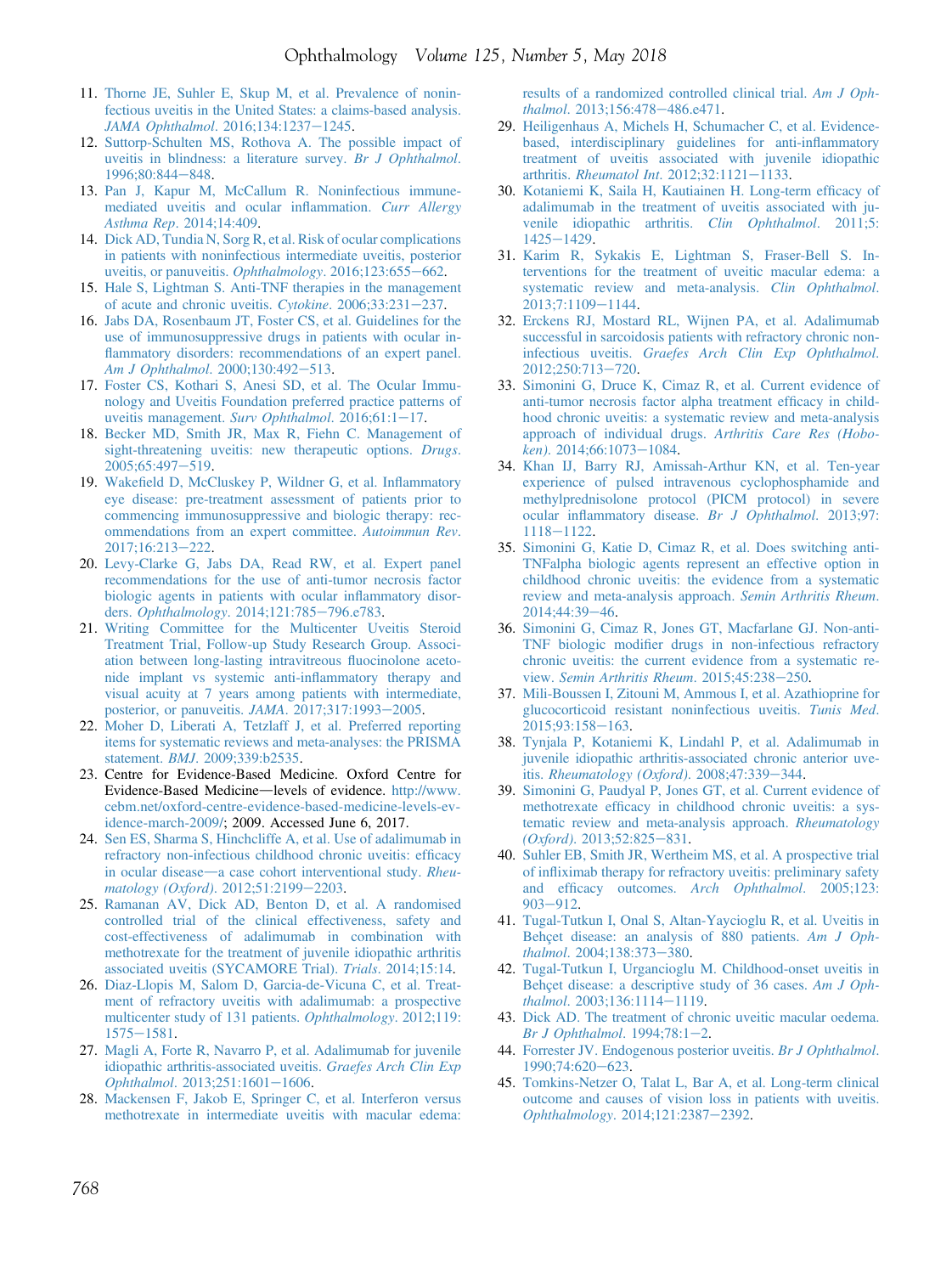11. Thorne JE, Suhler E, Skup M, et al. Prevalence of noninfectious uveitis in the United States: a claims-based analysis. *JAMA Ophthalmol*. 2016;134:1237–1245.
12. Suttorp-Schulten MS, Rothova A. The possible impact of uveitis in blindness: a literature survey. *Br J Ophthalmol*. 1996;80:844–848.
13. Pan J, Kapur M, McCallum R. Noninfectious immune-mediated uveitis and ocular inflammation. *Curr Allergy Asthma Rep*. 2014;14:409.
14. Dick AD, Tundia N, Sorg R, et al. Risk of ocular complications in patients with noninfectious intermediate uveitis, posterior uveitis, or panuveitis. *Ophthalmology*. 2016;123:655–662.
15. Hale S, Lightman S. Anti-TNF therapies in the management of acute and chronic uveitis. *Cytokine*. 2006;33:231–237.
16. Jabs DA, Rosenbaum JT, Foster CS, et al. Guidelines for the use of immunosuppressive drugs in patients with ocular inflammatory disorders: recommendations of an expert panel. *Am J Ophthalmol*. 2000;130:492–513.
17. Foster CS, Kothari S, Anesi SD, et al. The Ocular Immunology and Uveitis Foundation preferred practice patterns of uveitis management. *Surv Ophthalmol*. 2016;61:1–17.
18. Becker MD, Smith JR, Max R, Fiehn C. Management of sight-threatening uveitis: new therapeutic options. *Drugs*. 2005;65:497–519.
19. Wakefield D, McCluskey P, Wildner G, et al. Inflammatory eye disease: pre-treatment assessment of patients prior to commencing immunosuppressive and biologic therapy: recommendations from an expert committee. *Autoimmun Rev*. 2017;16:213–222.
20. Levy-Clarke G, Jabs DA, Read RW, et al. Expert panel recommendations for the use of anti-tumor necrosis factor biologic agents in patients with ocular inflammatory disorders. *Ophthalmology*. 2014;121:785–796.e783.
21. Writing Committee for the Multicenter Uveitis Steroid Treatment Trial, Follow-up Study Research Group. Association between long-lasting intravitreous fluocinolone acetonide implant vs systemic anti-inflammatory therapy and visual acuity at 7 years among patients with intermediate, posterior, or panuveitis. *JAMA*. 2017;317:1993–2005.
22. Moher D, Liberati A, Tetzlaff J, et al. Preferred reporting items for systematic reviews and meta-analyses: the PRISMA statement. *BMJ*. 2009;339:b2535.
23. Centre for Evidence-Based Medicine. Oxford Centre for Evidence-Based Medicine—levels of evidence. http://www.cebm.net/oxford-centre-evidence-based-medicine-levels-evidence-march-2009/; 2009. Accessed June 6, 2017.
24. Sen ES, Sharma S, Hinchcliffe A, et al. Use of adalimumab in refractory non-infectious childhood chronic uveitis: efficacy in ocular disease—a case cohort interventional study. *Rheumatology (Oxford)*. 2012;51:2199–2203.
25. Ramanan AV, Dick AD, Benton D, et al. A randomised controlled trial of the clinical effectiveness, safety and cost-effectiveness of adalimumab in combination with methotrexate for the treatment of juvenile idiopathic arthritis associated uveitis (SYCAMORE Trial). *Trials*. 2014;15:14.
26. Diaz-Llopis M, Salom D, Garcia-de-Vicuna C, et al. Treatment of refractory uveitis with adalimumab: a prospective multicenter study of 131 patients. *Ophthalmology*. 2012;119:1575–1581.
27. Magli A, Forte R, Navarro P, et al. Adalimumab for juvenile idiopathic arthritis-associated uveitis. *Graefes Arch Clin Exp Ophthalmol*. 2013;251:1601–1606.
28. Mackensen F, Jakob E, Springer C, et al. Interferon versus methotrexate in intermediate uveitis with macular edema: results of a randomized controlled clinical trial. *Am J Ophthalmol*. 2013;156:478–486.e471.
29. Heiligenhaus A, Michels H, Schumacher C, et al. Evidence-based, interdisciplinary guidelines for anti-inflammatory treatment of uveitis associated with juvenile idiopathic arthritis. *Rheumatol Int*. 2012;32:1121–1133.
30. Kotaniemi K, Saila H, Kautiainen H. Long-term efficacy of adalimumab in the treatment of uveitis associated with juvenile idiopathic arthritis. *Clin Ophthalmol*. 2011;5:1425–1429.
31. Karim R, Sykakis E, Lightman S, Fraser-Bell S. Interventions for the treatment of uveitic macular edema: a systematic review and meta-analysis. *Clin Ophthalmol*. 2013;7:1109–1144.
32. Erckens RJ, Mostard RL, Wijnen PA, et al. Adalimumab successful in sarcoidosis patients with refractory chronic non-infectious uveitis. *Graefes Arch Clin Exp Ophthalmol*. 2012;250:713–720.
33. Simonini G, Druce K, Cimaz R, et al. Current evidence of anti-tumor necrosis factor alpha treatment efficacy in childhood chronic uveitis: a systematic review and meta-analysis approach of individual drugs. *Arthritis Care Res (Hoboken)*. 2014;66:1073–1084.
34. Khan IJ, Barry RJ, Amissah-Arthur KN, et al. Ten-year experience of pulsed intravenous cyclophosphamide and methylprednisolone protocol (PICM protocol) in severe ocular inflammatory disease. *Br J Ophthalmol*. 2013;97:1118–1122.
35. Simonini G, Katie D, Cimaz R, et al. Does switching anti-TNFalpha biologic agents represent an effective option in childhood chronic uveitis: the evidence from a systematic review and meta-analysis approach. *Semin Arthritis Rheum*. 2014;44:39–46.
36. Simonini G, Cimaz R, Jones GT, Macfarlane GJ. Non-anti-TNF biologic modifier drugs in non-infectious refractory chronic uveitis: the current evidence from a systematic review. *Semin Arthritis Rheum*. 2015;45:238–250.
37. Mili-Boussen I, Zitouni M, Ammous I, et al. Azathioprine for glucocorticoid resistant noninfectious uveitis. *Tunis Med*. 2015;93:158–163.
38. Tynjala P, Kotaniemi K, Lindahl P, et al. Adalimumab in juvenile idiopathic arthritis-associated chronic anterior uveitis. *Rheumatology (Oxford)*. 2008;47:339–344.
39. Simonini G, Paudyal P, Jones GT, et al. Current evidence of methotrexate efficacy in childhood chronic uveitis: a systematic review and meta-analysis approach. *Rheumatology (Oxford)*. 2013;52:825–831.
40. Suhler EB, Smith JR, Wertheim MS, et al. A prospective trial of infliximab therapy for refractory uveitis: preliminary safety and efficacy outcomes. *Arch Ophthalmol*. 2005;123:903–912.
41. Tugal-Tutkun I, Onal S, Altan-Yaycioglu R, et al. Uveitis in Behçet disease: an analysis of 880 patients. *Am J Ophthalmol*. 2004;138:373–380.
42. Tugal-Tutkun I, Urgancioglu M. Childhood-onset uveitis in Behçet disease: a descriptive study of 36 cases. *Am J Ophthalmol*. 2003;136:1114–1119.
43. Dick AD. The treatment of chronic uveitic macular oedema. *Br J Ophthalmol*. 1994;78:1–2.
44. Forrester JV. Endogenous posterior uveitis. *Br J Ophthalmol*. 1990;74:620–623.
45. Tomkins-Netzer O, Talat L, Bar A, et al. Long-term clinical outcome and causes of vision loss in patients with uveitis. *Ophthalmology*. 2014;121:2387–2392.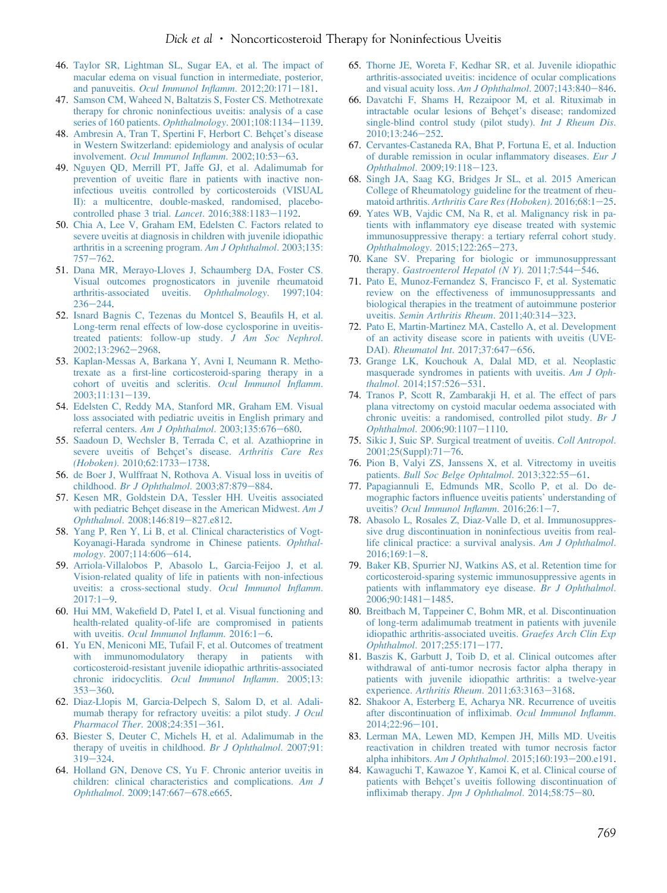46. Taylor SR, Lightman SL, Sugar EA, et al. The impact of macular edema on visual function in intermediate, posterior, and panuveitis. *Ocul Immunol Inflamm*. 2012;20:171–181.
47. Samson CM, Waheed N, Baltatzis S, Foster CS. Methotrexate therapy for chronic noninfectious uveitis: analysis of a case series of 160 patients. *Ophthalmology*. 2001;108:1134–1139.
48. Ambresin A, Tran T, Spertini F, Herbort C. Behçet's disease in Western Switzerland: epidemiology and analysis of ocular involvement. *Ocul Immunol Inflamm*. 2002;10:53–63.
49. Nguyen QD, Merrill PT, Jaffe GJ, et al. Adalimumab for prevention of uveitic flare in patients with inactive non-infectious uveitis controlled by corticosteroids (VISUAL II): a multicentre, double-masked, randomised, placebo-controlled phase 3 trial. *Lancet*. 2016;388:1183–1192.
50. Chia A, Lee V, Graham EM, Edelsten C. Factors related to severe uveitis at diagnosis in children with juvenile idiopathic arthritis in a screening program. *Am J Ophthalmol*. 2003;135:757–762.
51. Dana MR, Merayo-Lloves J, Schaumberg DA, Foster CS. Visual outcomes prognosticators in juvenile rheumatoid arthritis-associated uveitis. *Ophthalmology*. 1997;104:236–244.
52. Isnard Bagnis C, Tezenas du Montcel S, Beaufils H, et al. Long-term renal effects of low-dose cyclosporine in uveitis-treated patients: follow-up study. *J Am Soc Nephrol*. 2002;13:2962–2968.
53. Kaplan-Messas A, Barkana Y, Avni I, Neumann R. Methotrexate as a first-line corticosteroid-sparing therapy in a cohort of uveitis and scleritis. *Ocul Immunol Inflamm*. 2003;11:131–139.
54. Edelsten C, Reddy MA, Stanford MR, Graham EM. Visual loss associated with pediatric uveitis in English primary and referral centers. *Am J Ophthalmol*. 2003;135:676–680.
55. Saadoun D, Wechsler B, Terrada C, et al. Azathioprine in severe uveitis of Behçet's disease. *Arthritis Care Res (Hoboken)*. 2010;62:1733–1738.
56. de Boer J, Wulffraat N, Rothova A. Visual loss in uveitis of childhood. *Br J Ophthalmol*. 2003;87:879–884.
57. Kesen MR, Goldstein DA, Tessler HH. Uveitis associated with pediatric Behçet disease in the American Midwest. *Am J Ophthalmol*. 2008;146:819–827.e812.
58. Yang P, Ren Y, Li B, et al. Clinical characteristics of Vogt-Koyanagi-Harada syndrome in Chinese patients. *Ophthalmology*. 2007;114:606–614.
59. Arriola-Villalobos P, Abasolo L, Garcia-Feijoo J, et al. Vision-related quality of life in patients with non-infectious uveitis: a cross-sectional study. *Ocul Immunol Inflamm*. 2017:1–9.
60. Hui MM, Wakefield D, Patel I, et al. Visual functioning and health-related quality-of-life are compromised in patients with uveitis. *Ocul Immunol Inflamm*. 2016:1–6.
61. Yu EN, Meniconi ME, Tufail F, et al. Outcomes of treatment with immunomodulatory therapy in patients with corticosteroid-resistant juvenile idiopathic arthritis-associated chronic iridocyclitis. *Ocul Immunol Inflamm*. 2005;13:353–360.
62. Diaz-Llopis M, Garcia-Delpech S, Salom D, et al. Adalimumab therapy for refractory uveitis: a pilot study. *J Ocul Pharmacol Ther*. 2008;24:351–361.
63. Biester S, Deuter C, Michels H, et al. Adalimumab in the therapy of uveitis in childhood. *Br J Ophthalmol*. 2007;91:319–324.
64. Holland GN, Denove CS, Yu F. Chronic anterior uveitis in children: clinical characteristics and complications. *Am J Ophthalmol*. 2009;147:667–678.e665.
65. Thorne JE, Woreta F, Kedhar SR, et al. Juvenile idiopathic arthritis-associated uveitis: incidence of ocular complications and visual acuity loss. *Am J Ophthalmol*. 2007;143:840–846.
66. Davatchi F, Shams H, Rezaipoor M, et al. Rituximab in intractable ocular lesions of Behçet's disease; randomized single-blind control study (pilot study). *Int J Rheum Dis*. 2010;13:246–252.
67. Cervantes-Castaneda RA, Bhat P, Fortuna E, et al. Induction of durable remission in ocular inflammatory diseases. *Eur J Ophthalmol*. 2009;19:118–123.
68. Singh JA, Saag KG, Bridges Jr SL, et al. 2015 American College of Rheumatology guideline for the treatment of rheumatoid arthritis. *Arthritis Care Res (Hoboken)*. 2016;68:1–25.
69. Yates WB, Vajdic CM, Na R, et al. Malignancy risk in patients with inflammatory eye disease treated with systemic immunosuppressive therapy: a tertiary referral cohort study. *Ophthalmology*. 2015;122:265–273.
70. Kane SV. Preparing for biologic or immunosuppressant therapy. *Gastroenterol Hepatol (N Y)*. 2011;7:544–546.
71. Pato E, Munoz-Fernandez S, Francisco F, et al. Systematic review on the effectiveness of immunosuppressants and biological therapies in the treatment of autoimmune posterior uveitis. *Semin Arthritis Rheum*. 2011;40:314–323.
72. Pato E, Martin-Martinez MA, Castello A, et al. Development of an activity disease score in patients with uveitis (UVEDAI). *Rheumatol Int*. 2017;37:647–656.
73. Grange LK, Kouchouk A, Dalal MD, et al. Neoplastic masquerade syndromes in patients with uveitis. *Am J Ophthalmol*. 2014;157:526–531.
74. Tranos P, Scott R, Zambarakji H, et al. The effect of pars plana vitrectomy on cystoid macular oedema associated with chronic uveitis: a randomised, controlled pilot study. *Br J Ophthalmol*. 2006;90:1107–1110.
75. Sikic J, Suic SP. Surgical treatment of uveitis. *Coll Antropol*. 2001;25(Suppl):71–76.
76. Pion B, Valyi ZS, Janssens X, et al. Vitrectomy in uveitis patients. *Bull Soc Belge Ophtalmol*. 2013;322:55–61.
77. Papagiannuli E, Edmunds MR, Scollo P, et al. Do demographic factors influence uveitis patients' understanding of uveitis? *Ocul Immunol Inflamm*. 2016;26:1–7.
78. Abasolo L, Rosales Z, Diaz-Valle D, et al. Immunosuppressive drug discontinuation in noninfectious uveitis from real-life clinical practice: a survival analysis. *Am J Ophthalmol*. 2016;169:1–8.
79. Baker KB, Spurrier NJ, Watkins AS, et al. Retention time for corticosteroid-sparing systemic immunosuppressive agents in patients with inflammatory eye disease. *Br J Ophthalmol*. 2006;90:1481–1485.
80. Breitbach M, Tappeiner C, Bohm MR, et al. Discontinuation of long-term adalimumab treatment in patients with juvenile idiopathic arthritis-associated uveitis. *Graefes Arch Clin Exp Ophthalmol*. 2017;255:171–177.
81. Baszis K, Garbutt J, Toib D, et al. Clinical outcomes after withdrawal of anti-tumor necrosis factor alpha therapy in patients with juvenile idiopathic arthritis: a twelve-year experience. *Arthritis Rheum*. 2011;63:3163–3168.
82. Shakoor A, Esterberg E, Acharya NR. Recurrence of uveitis after discontinuation of infliximab. *Ocul Immunol Inflamm*. 2014;22:96–101.
83. Lerman MA, Lewen MD, Kempen JH, Mills MD. Uveitis reactivation in children treated with tumor necrosis factor alpha inhibitors. *Am J Ophthalmol*. 2015;160:193–200.e191.
84. Kawaguchi T, Kawazoe Y, Kamoi K, et al. Clinical course of patients with Behçet's uveitis following discontinuation of infliximab therapy. *Jpn J Ophthalmol*. 2014;58:75–80.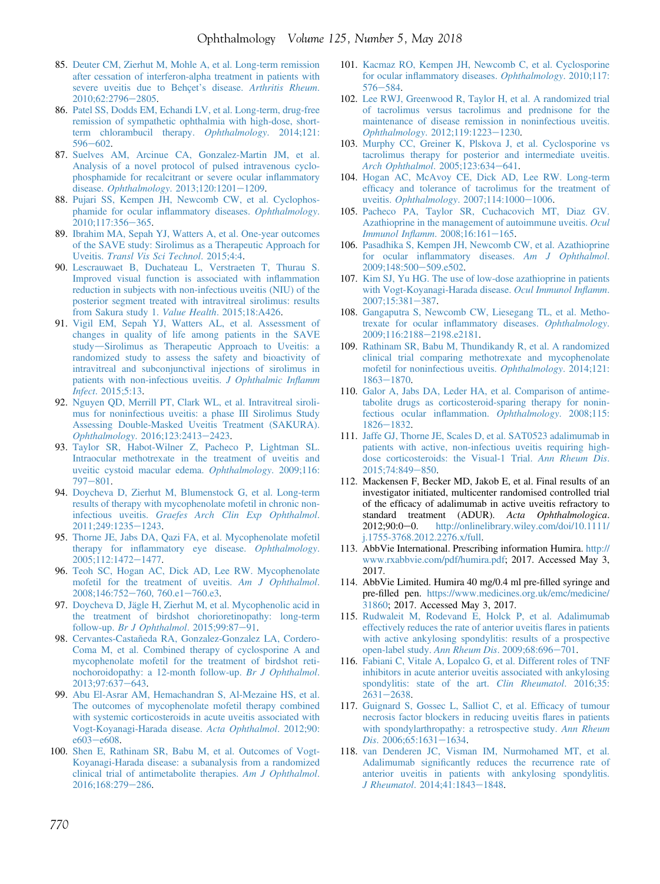85. Deuter CM, Zierhut M, Mohle A, et al. Long-term remission after cessation of interferon-alpha treatment in patients with severe uveitis due to Behçet's disease. *Arthritis Rheum*. 2010;62:2796–2805.
86. Patel SS, Dodds EM, Echandi LV, et al. Long-term, drug-free remission of sympathetic ophthalmia with high-dose, short-term chlorambucil therapy. *Ophthalmology*. 2014;121: 596–602.
87. Suelves AM, Arcinue CA, Gonzalez-Martin JM, et al. Analysis of a novel protocol of pulsed intravenous cyclophosphamide for recalcitrant or severe ocular inflammatory disease. *Ophthalmology*. 2013;120:1201–1209.
88. Pujari SS, Kempen JH, Newcomb CW, et al. Cyclophosphamide for ocular inflammatory diseases. *Ophthalmology*. 2010;117:356–365.
89. Ibrahim MA, Sepah YJ, Watters A, et al. One-year outcomes of the SAVE study: Sirolimus as a Therapeutic Approach for Uveitis. *Transl Vis Sci Technol*. 2015;4:4.
90. Lescrauwaet B, Duchateau L, Verstraeten T, Thurau S. Improved visual function is associated with inflammation reduction in subjects with non-infectious uveitis (NIU) of the posterior segment treated with intravitreal sirolimus: results from Sakura study 1. *Value Health*. 2015;18:A426.
91. Vigil EM, Sepah YJ, Watters AL, et al. Assessment of changes in quality of life among patients in the SAVE study—Sirolimus as Therapeutic Approach to Uveitis: a randomized study to assess the safety and bioactivity of intravitreal and subconjunctival injections of sirolimus in patients with non-infectious uveitis. *J Ophthalmic Inflamm Infect*. 2015;5:13.
92. Nguyen QD, Merrill PT, Clark WL, et al. Intravitreal sirolimus for noninfectious uveitis: a phase III Sirolimus Study Assessing Double-Masked Uveitis Treatment (SAKURA). *Ophthalmology*. 2016;123:2413–2423.
93. Taylor SR, Habot-Wilner Z, Pacheco P, Lightman SL. Intraocular methotrexate in the treatment of uveitis and uveitic cystoid macular edema. *Ophthalmology*. 2009;116: 797–801.
94. Doycheva D, Zierhut M, Blumenstock G, et al. Long-term results of therapy with mycophenolate mofetil in chronic non-infectious uveitis. *Graefes Arch Clin Exp Ophthalmol*. 2011;249:1235–1243.
95. Thorne JE, Jabs DA, Qazi FA, et al. Mycophenolate mofetil therapy for inflammatory eye disease. *Ophthalmology*. 2005;112:1472–1477.
96. Teoh SC, Hogan AC, Dick AD, Lee RW. Mycophenolate mofetil for the treatment of uveitis. *Am J Ophthalmol*. 2008;146:752–760, 760.e1–760.e3.
97. Doycheva D, Jägle H, Zierhut M, et al. Mycophenolic acid in the treatment of birdshot chorioretinopathy: long-term follow-up. *Br J Ophthalmol*. 2015;99:87–91.
98. Cervantes-Castañeda RA, Gonzalez-Gonzalez LA, Cordero-Coma M, et al. Combined therapy of cyclosporine A and mycophenolate mofetil for the treatment of birdshot retinochoroidopathy: a 12-month follow-up. *Br J Ophthalmol*. 2013;97:637–643.
99. Abu El-Asrar AM, Hemachandran S, Al-Mezaine HS, et al. The outcomes of mycophenolate mofetil therapy combined with systemic corticosteroids in acute uveitis associated with Vogt-Koyanagi-Harada disease. *Acta Ophthalmol*. 2012;90: e603–e608.
100. Shen E, Rathinam SR, Babu M, et al. Outcomes of Vogt-Koyanagi-Harada disease: a subanalysis from a randomized clinical trial of antimetabolite therapies. *Am J Ophthalmol*. 2016;168:279–286.
101. Kacmaz RO, Kempen JH, Newcomb C, et al. Cyclosporine for ocular inflammatory diseases. *Ophthalmology*. 2010;117: 576–584.
102. Lee RWJ, Greenwood R, Taylor H, et al. A randomized trial of tacrolimus versus tacrolimus and prednisone for the maintenance of disease remission in noninfectious uveitis. *Ophthalmology*. 2012;119:1223–1230.
103. Murphy CC, Greiner K, Plskova J, et al. Cyclosporine vs tacrolimus therapy for posterior and intermediate uveitis. *Arch Ophthalmol*. 2005;123:634–641.
104. Hogan AC, McAvoy CE, Dick AD, Lee RW. Long-term efficacy and tolerance of tacrolimus for the treatment of uveitis. *Ophthalmology*. 2007;114:1000–1006.
105. Pacheco PA, Taylor SR, Cuchacovich MT, Diaz GV. Azathioprine in the management of autoimmune uveitis. *Ocul Immunol Inflamm*. 2008;16:161–165.
106. Pasadhika S, Kempen JH, Newcomb CW, et al. Azathioprine for ocular inflammatory diseases. *Am J Ophthalmol*. 2009;148:500–509.e502.
107. Kim SJ, Yu HG. The use of low-dose azathioprine in patients with Vogt-Koyanagi-Harada disease. *Ocul Immunol Inflamm*. 2007;15:381–387.
108. Gangaputra S, Newcomb CW, Liesegang TL, et al. Methotrexate for ocular inflammatory diseases. *Ophthalmology*. 2009;116:2188–2198.e2181.
109. Rathinam SR, Babu M, Thundikandy R, et al. A randomized clinical trial comparing methotrexate and mycophenolate mofetil for noninfectious uveitis. *Ophthalmology*. 2014;121: 1863–1870.
110. Galor A, Jabs DA, Leder HA, et al. Comparison of antimetabolite drugs as corticosteroid-sparing therapy for noninfectious ocular inflammation. *Ophthalmology*. 2008;115: 1826–1832.
111. Jaffe GJ, Thorne JE, Scales D, et al. SAT0523 adalimumab in patients with active, non-infectious uveitis requiring high-dose corticosteroids: the Visual-1 Trial. *Ann Rheum Dis*. 2015;74:849–850.
112. Mackensen F, Becker MD, Jakob E, et al. Final results of an investigator initiated, multicenter randomised controlled trial of the efficacy of adalimumab in active uveitis refractory to standard treatment (ADUR). *Acta Ophthalmologica*. 2012;90:0–0. http://onlinelibrary.wiley.com/doi/10.1111/j.1755-3768.2012.2276.x/full.
113. AbbVie International. Prescribing information Humira. http://www.rxabbvie.com/pdf/humira.pdf; 2017. Accessed May 3, 2017.
114. AbbVie Limited. Humira 40 mg/0.4 ml pre-filled syringe and pre-filled pen. https://www.medicines.org.uk/emc/medicine/31860; 2017. Accessed May 3, 2017.
115. Rudwaleit M, Rodevand E, Holck P, et al. Adalimumab effectively reduces the rate of anterior uveitis flares in patients with active ankylosing spondylitis: results of a prospective open-label study. *Ann Rheum Dis*. 2009;68:696–701.
116. Fabiani C, Vitale A, Lopalco G, et al. Different roles of TNF inhibitors in acute anterior uveitis associated with ankylosing spondylitis: state of the art. *Clin Rheumatol*. 2016;35: 2631–2638.
117. Guignard S, Gossec L, Salliot C, et al. Efficacy of tumour necrosis factor blockers in reducing uveitis flares in patients with spondylarthropathy: a retrospective study. *Ann Rheum Dis*. 2006;65:1631–1634.
118. van Denderen JC, Visman IM, Nurmohamed MT, et al. Adalimumab significantly reduces the recurrence rate of anterior uveitis in patients with ankylosing spondylitis. *J Rheumatol*. 2014;41:1843–1848.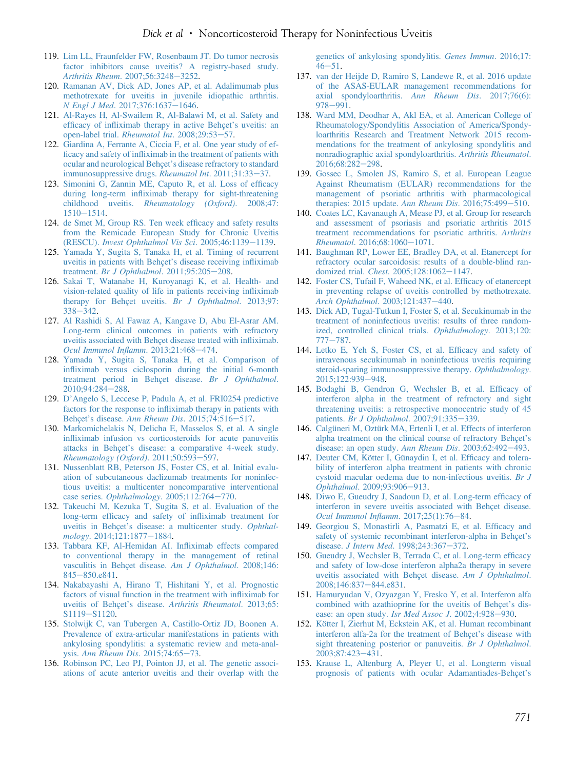119. Lim LL, Fraunfelder FW, Rosenbaum JT. Do tumor necrosis factor inhibitors cause uveitis? A registry-based study. *Arthritis Rheum*. 2007;56:3248–3252.
120. Ramanan AV, Dick AD, Jones AP, et al. Adalimumab plus methotrexate for uveitis in juvenile idiopathic arthritis. *N Engl J Med*. 2017;376:1637–1646.
121. Al-Rayes H, Al-Swailem R, Al-Balawi M, et al. Safety and efficacy of infliximab therapy in active Behçet's uveitis: an open-label trial. *Rheumatol Int*. 2008;29:53–57.
122. Giardina A, Ferrante A, Ciccia F, et al. One year study of efficacy and safety of infliximab in the treatment of patients with ocular and neurological Behçet's disease refractory to standard immunosuppressive drugs. *Rheumatol Int*. 2011;31:33–37.
123. Simonini G, Zannin ME, Caputo R, et al. Loss of efficacy during long-term infliximab therapy for sight-threatening childhood uveitis. *Rheumatology (Oxford)*. 2008;47:1510–1514.
124. de Smet M, Group RS. Ten week efficacy and safety results from the Remicade European Study for Chronic Uveitis (RESCU). *Invest Ophthalmol Vis Sci*. 2005;46:1139–1139.
125. Yamada Y, Sugita S, Tanaka H, et al. Timing of recurrent uveitis in patients with Behçet's disease receiving infliximab treatment. *Br J Ophthalmol*. 2011;95:205–208.
126. Sakai T, Watanabe H, Kuroyanagi K, et al. Health- and vision-related quality of life in patients receiving infliximab therapy for Behçet uveitis. *Br J Ophthalmol*. 2013;97:338–342.
127. Al Rashidi S, Al Fawaz A, Kangave D, Abu El-Asrar AM. Long-term clinical outcomes in patients with refractory uveitis associated with Behçet disease treated with infliximab. *Ocul Immunol Inflamm*. 2013;21:468–474.
128. Yamada Y, Sugita S, Tanaka H, et al. Comparison of infliximab versus ciclosporin during the initial 6-month treatment period in Behçet disease. *Br J Ophthalmol*. 2010;94:284–288.
129. D'Angelo S, Leccese P, Padula A, et al. FRI0254 predictive factors for the response to infliximab therapy in patients with Behçet's disease. *Ann Rheum Dis*. 2015;74:516–517.
130. Markomichelakis N, Delicha E, Masselos S, et al. A single infliximab infusion vs corticosteroids for acute panuveitis attacks in Behçet's disease: a comparative 4-week study. *Rheumatology (Oxford)*. 2011;50:593–597.
131. Nussenblatt RB, Peterson JS, Foster CS, et al. Initial evaluation of subcutaneous daclizumab treatments for noninfectious uveitis: a multicenter noncomparative interventional case series. *Ophthalmology*. 2005;112:764–770.
132. Takeuchi M, Kezuka T, Sugita S, et al. Evaluation of the long-term efficacy and safety of infliximab treatment for uveitis in Behçet's disease: a multicenter study. *Ophthalmology*. 2014;121:1877–1884.
133. Tabbara KF, Al-Hemidan AI. Infliximab effects compared to conventional therapy in the management of retinal vasculitis in Behçet disease. *Am J Ophthalmol*. 2008;146:845–850.e841.
134. Nakabayashi A, Hirano T, Hishitani Y, et al. Prognostic factors of visual function in the treatment with infliximab for uveitis of Behçet's disease. *Arthritis Rheumatol*. 2013;65:S1119–S1120.
135. Stolwijk C, van Tubergen A, Castillo-Ortiz JD, Boonen A. Prevalence of extra-articular manifestations in patients with ankylosing spondylitis: a systematic review and meta-analysis. *Ann Rheum Dis*. 2015;74:65–73.
136. Robinson PC, Leo PJ, Pointon JJ, et al. The genetic associations of acute anterior uveitis and their overlap with the genetics of ankylosing spondylitis. *Genes Immun*. 2016;17:46–51.
137. van der Heijde D, Ramiro S, Landewe R, et al. 2016 update of the ASAS-EULAR management recommendations for axial spondyloarthritis. *Ann Rheum Dis*. 2017;76(6):978–991.
138. Ward MM, Deodhar A, Akl EA, et al. American College of Rheumatology/Spondylitis Association of America/Spondyloarthritis Research and Treatment Network 2015 recommendations for the treatment of ankylosing spondylitis and nonradiographic axial spondyloarthritis. *Arthritis Rheumatol*. 2016;68:282–298.
139. Gossec L, Smolen JS, Ramiro S, et al. European League Against Rheumatism (EULAR) recommendations for the management of psoriatic arthritis with pharmacological therapies: 2015 update. *Ann Rheum Dis*. 2016;75:499–510.
140. Coates LC, Kavanaugh A, Mease PJ, et al. Group for research and assessment of psoriasis and psoriatic arthritis 2015 treatment recommendations for psoriatic arthritis. *Arthritis Rheumatol*. 2016;68:1060–1071.
141. Baughman RP, Lower EE, Bradley DA, et al. Etanercept for refractory ocular sarcoidosis: results of a double-blind randomized trial. *Chest*. 2005;128:1062–1147.
142. Foster CS, Tufail F, Waheed NK, et al. Efficacy of etanercept in preventing relapse of uveitis controlled by methotrexate. *Arch Ophthalmol*. 2003;121:437–440.
143. Dick AD, Tugal-Tutkun I, Foster S, et al. Secukinumab in the treatment of noninfectious uveitis: results of three randomized, controlled clinical trials. *Ophthalmology*. 2013;120:777–787.
144. Letko E, Yeh S, Foster CS, et al. Efficacy and safety of intravenous secukinumab in noninfectious uveitis requiring steroid-sparing immunosuppressive therapy. *Ophthalmology*. 2015;122:939–948.
145. Bodaghi B, Gendron G, Wechsler B, et al. Efficacy of interferon alpha in the treatment of refractory and sight threatening uveitis: a retrospective monocentric study of 45 patients. *Br J Ophthalmol*. 2007;91:335–339.
146. Calgüneri M, Oztürk MA, Ertenli I, et al. Effects of interferon alpha treatment on the clinical course of refractory Behçet's disease: an open study. *Ann Rheum Dis*. 2003;62:492–493.
147. Deuter CM, Kötter I, Günaydin I, et al. Efficacy and tolerability of interferon alpha treatment in patients with chronic cystoid macular oedema due to non-infectious uveitis. *Br J Ophthalmol*. 2009;93:906–913.
148. Diwo E, Gueudry J, Saadoun D, et al. Long-term efficacy of interferon in severe uveitis associated with Behçet disease. *Ocul Immunol Inflamm*. 2017;25(1):76–84.
149. Georgiou S, Monastirli A, Pasmatzi E, et al. Efficacy and safety of systemic recombinant interferon-alpha in Behçet's disease. *J Intern Med*. 1998;243:367–372.
150. Gueudry J, Wechsler B, Terrada C, et al. Long-term efficacy and safety of low-dose interferon alpha2a therapy in severe uveitis associated with Behçet disease. *Am J Ophthalmol*. 2008;146:837–844.e831.
151. Hamuryudan V, Ozyazgan Y, Fresko Y, et al. Interferon alfa combined with azathioprine for the uveitis of Behçet's disease: an open study. *Isr Med Assoc J*. 2002;4:928–930.
152. Kötter I, Zierhut M, Eckstein AK, et al. Human recombinant interferon alfa-2a for the treatment of Behçet's disease with sight threatening posterior or panuveitis. *Br J Ophthalmol*. 2003;87:423–431.
153. Krause L, Altenburg A, Pleyer U, et al. Longterm visual prognosis of patients with ocular Adamantiades-Behçet's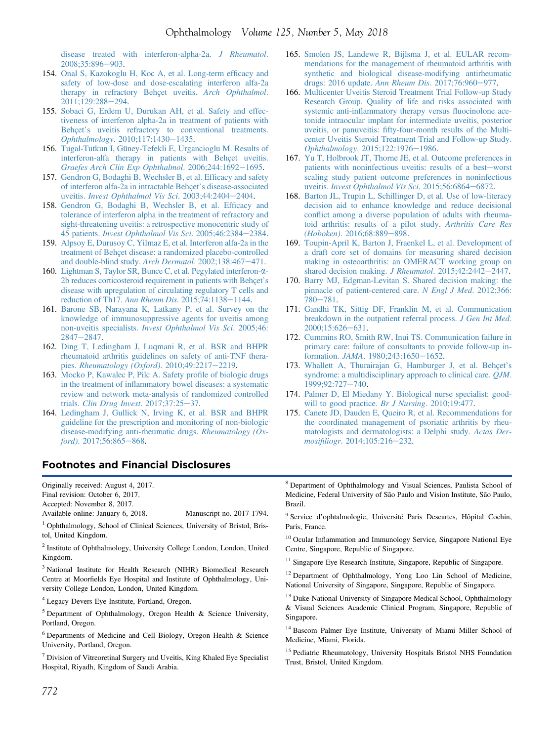disease treated with interferon-alpha-2a. *J Rheumatol*. 2008;35:896–903.

154. Onal S, Kazokoglu H, Koc A, et al. Long-term efficacy and safety of low-dose and dose-escalating interferon alfa-2a therapy in refractory Behçet uveitis. *Arch Ophthalmol*. 2011;129:288–294.
155. Sobaci G, Erdem U, Durukan AH, et al. Safety and effectiveness of interferon alpha-2a in treatment of patients with Behçet's uveitis refractory to conventional treatments. *Ophthalmology*. 2010;117:1430–1435.
156. Tugal-Tutkun I, Güney-Tefekli E, Urgancioglu M. Results of interferon-alfa therapy in patients with Behçet uveitis. *Graefes Arch Clin Exp Ophthalmol*. 2006;244:1692–1695.
157. Gendron G, Bodaghi B, Wechsler B, et al. Efficacy and safety of interferon alfa-2a in intractable Behçet's disease-associated uveitis. *Invest Ophthalmol Vis Sci*. 2003;44:2404–2404.
158. Gendron G, Bodaghi B, Wechsler B, et al. Efficacy and tolerance of interferon alpha in the treatment of refractory and sight-threatening uveitis: a retrospective monocentric study of 45 patients. *Invest Ophthalmol Vis Sci*. 2005;46:2384–2384.
159. Alpsoy E, Durusoy C, Yilmaz E, et al. Interferon alfa-2a in the treatment of Behçet disease: a randomized placebo-controlled and double-blind study. *Arch Dermatol*. 2002;138:467–471.
160. Lightman S, Taylor SR, Bunce C, et al. Pegylated interferon-α-2b reduces corticosteroid requirement in patients with Behçet's disease with upregulation of circulating regulatory T cells and reduction of Th17. *Ann Rheum Dis*. 2015;74:1138–1144.
161. Barone SB, Narayana K, Latkany P, et al. Survey on the knowledge of immunosuppressive agents for uveitis among non-uveitis specialists. *Invest Ophthalmol Vis Sci*. 2005;46:2847–2847.
162. Ding T, Ledingham J, Luqmani R, et al. BSR and BHPR rheumatoid arthritis guidelines on safety of anti-TNF therapies. *Rheumatology (Oxford)*. 2010;49:2217–2219.
163. Mocko P, Kawalec P, Pilc A. Safety profile of biologic drugs in the treatment of inflammatory bowel diseases: a systematic review and network meta-analysis of randomized controlled trials. *Clin Drug Invest*. 2017;37:25–37.
164. Ledingham J, Gullick N, Irving K, et al. BSR and BHPR guideline for the prescription and monitoring of non-biologic disease-modifying anti-rheumatic drugs. *Rheumatology (Oxford)*. 2017;56:865–868.
165. Smolen JS, Landewe R, Bijlsma J, et al. EULAR recommendations for the management of rheumatoid arthritis with synthetic and biological disease-modifying antirheumatic drugs: 2016 update. *Ann Rheum Dis*. 2017;76:960–977.
166. Multicenter Uveitis Steroid Treatment Trial Follow-up Study Research Group. Quality of life and risks associated with systemic anti-inflammatory therapy versus fluocinolone acetonide intraocular implant for intermediate uveitis, posterior uveitis, or panuveitis: fifty-four-month results of the Multicenter Uveitis Steroid Treatment Trial and Follow-up Study. *Ophthalmology*. 2015;122:1976–1986.
167. Yu T, Holbrook JT, Thorne JE, et al. Outcome preferences in patients with noninfectious uveitis: results of a best–worst scaling study patient outcome preferences in noninfectious uveitis. *Invest Ophthalmol Vis Sci*. 2015;56:6864–6872.
168. Barton JL, Trupin L, Schillinger D, et al. Use of low-literacy decision aid to enhance knowledge and reduce decisional conflict among a diverse population of adults with rheumatoid arthritis: results of a pilot study. *Arthritis Care Res (Hoboken)*. 2016;68:889–898.
169. Toupin-April K, Barton J, Fraenkel L, et al. Development of a draft core set of domains for measuring shared decision making in osteoarthritis: an OMERACT working group on shared decision making. *J Rheumatol*. 2015;42:2442–2447.
170. Barry MJ, Edgman-Levitan S. Shared decision making: the pinnacle of patient-centered care. *N Engl J Med*. 2012;366:780–781.
171. Gandhi TK, Sittig DF, Franklin M, et al. Communication breakdown in the outpatient referral process. *J Gen Int Med*. 2000;15:626–631.
172. Cummins RO, Smith RW, Inui TS. Communication failure in primary care: failure of consultants to provide follow-up information. *JAMA*. 1980;243:1650–1652.
173. Whallett A, Thurairajan G, Hamburger J, et al. Behçet's syndrome: a multidisciplinary approach to clinical care. *QJM*. 1999;92:727–740.
174. Palmer D, El Miedany Y. Biological nurse specialist: goodwill to good practice. *Br J Nursing*. 2010;19:477.
175. Canete JD, Dauden E, Queiro R, et al. Recommendations for the coordinated management of psoriatic arthritis by rheumatologists and dermatologists: a Delphi study. *Actas Dermosifiliogr*. 2014;105:216–232.

## Footnotes and Financial Disclosures

Originally received: August 4, 2017.
Final revision: October 6, 2017.
Accepted: November 8, 2017.
Available online: January 6, 2018. Manuscript no. 2017-1794.

[1] Ophthalmology, School of Clinical Sciences, University of Bristol, Bristol, United Kingdom.

[2] Institute of Ophthalmology, University College London, London, United Kingdom.

[3] National Institute for Health Research (NIHR) Biomedical Research Centre at Moorfields Eye Hospital and Institute of Ophthalmology, University College London, London, United Kingdom.

[4] Legacy Devers Eye Institute, Portland, Oregon.

[5] Department of Ophthalmology, Oregon Health & Science University, Portland, Oregon.

[6] Departments of Medicine and Cell Biology, Oregon Health & Science University, Portland, Oregon.

[7] Division of Vitreoretinal Surgery and Uveitis, King Khaled Eye Specialist Hospital, Riyadh, Kingdom of Saudi Arabia.

[8] Department of Ophthalmology and Visual Sciences, Paulista School of Medicine, Federal University of São Paulo and Vision Institute, São Paulo, Brazil.

[9] Service d'ophtalmologie, Université Paris Descartes, Hôpital Cochin, Paris, France.

[10] Ocular Inflammation and Immunology Service, Singapore National Eye Centre, Singapore, Republic of Singapore.

[11] Singapore Eye Research Institute, Singapore, Republic of Singapore.

[12] Department of Ophthalmology, Yong Loo Lin School of Medicine, National University of Singapore, Singapore, Republic of Singapore.

[13] Duke-National University of Singapore Medical School, Ophthalmology & Visual Sciences Academic Clinical Program, Singapore, Republic of Singapore.

[14] Bascom Palmer Eye Institute, University of Miami Miller School of Medicine, Miami, Florida.

[15] Pediatric Rheumatology, University Hospitals Bristol NHS Foundation Trust, Bristol, United Kingdom.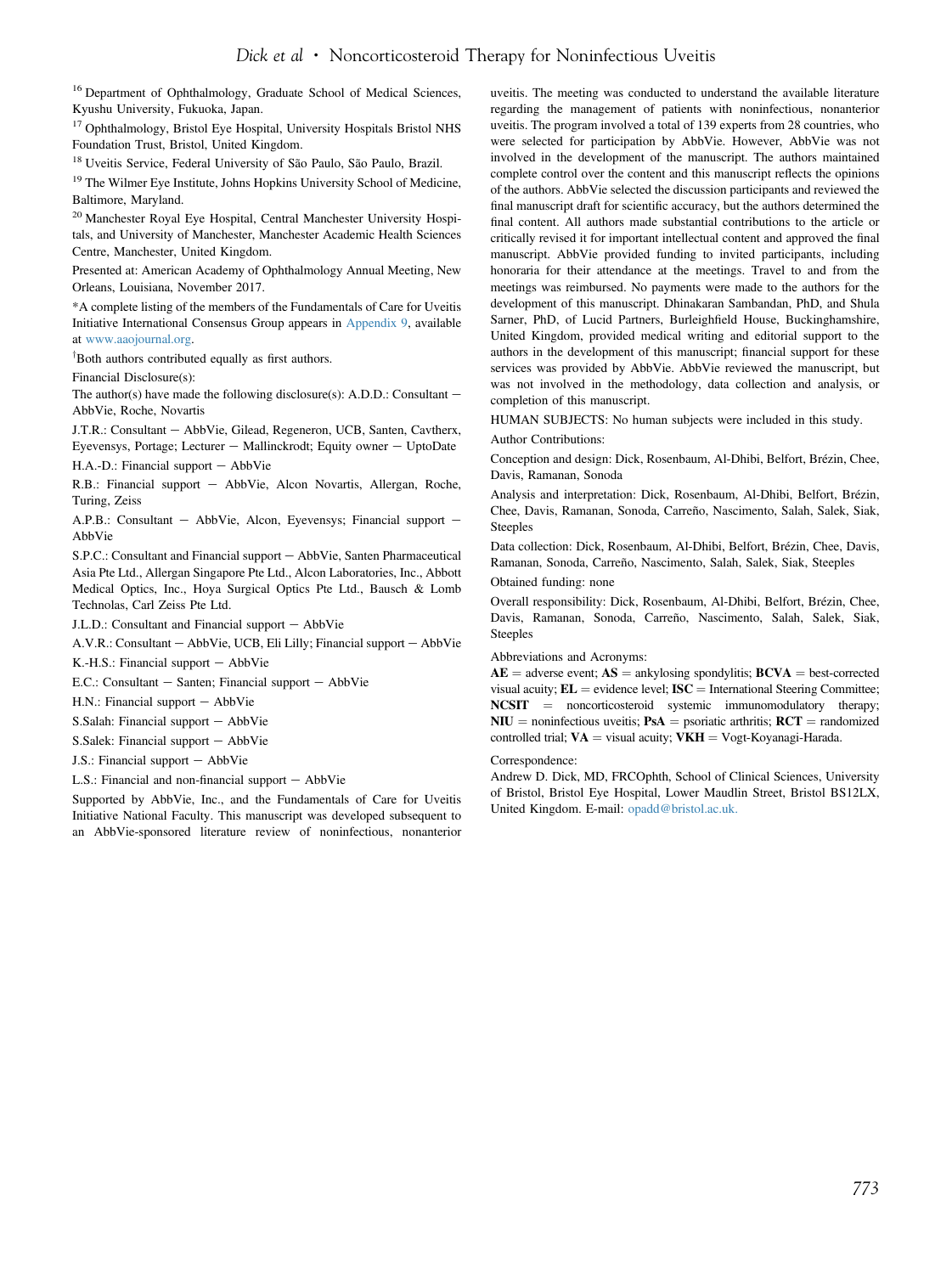[16] Department of Ophthalmology, Graduate School of Medical Sciences, Kyushu University, Fukuoka, Japan.

[17] Ophthalmology, Bristol Eye Hospital, University Hospitals Bristol NHS Foundation Trust, Bristol, United Kingdom.

[18] Uveitis Service, Federal University of São Paulo, São Paulo, Brazil.

[19] The Wilmer Eye Institute, Johns Hopkins University School of Medicine, Baltimore, Maryland.

[20] Manchester Royal Eye Hospital, Central Manchester University Hospitals, and University of Manchester, Manchester Academic Health Sciences Centre, Manchester, United Kingdom.

Presented at: American Academy of Ophthalmology Annual Meeting, New Orleans, Louisiana, November 2017.

*A complete listing of the members of the Fundamentals of Care for Uveitis Initiative International Consensus Group appears in Appendix 9, available at www.aaojournal.org.

†Both authors contributed equally as first authors.

Financial Disclosure(s):

The author(s) have made the following disclosure(s): A.D.D.: Consultant – AbbVie, Roche, Novartis

J.T.R.: Consultant – AbbVie, Gilead, Regeneron, UCB, Santen, Cavtherx, Eyevensys, Portage; Lecturer – Mallinckrodt; Equity owner – UptoDate

H.A.-D.: Financial support – AbbVie

R.B.: Financial support – AbbVie, Alcon Novartis, Allergan, Roche, Turing, Zeiss

A.P.B.: Consultant – AbbVie, Alcon, Eyevensys; Financial support – AbbVie

S.P.C.: Consultant and Financial support – AbbVie, Santen Pharmaceutical Asia Pte Ltd., Allergan Singapore Pte Ltd., Alcon Laboratories, Inc., Abbott Medical Optics, Inc., Hoya Surgical Optics Pte Ltd., Bausch & Lomb Technolas, Carl Zeiss Pte Ltd.

J.L.D.: Consultant and Financial support – AbbVie

A.V.R.: Consultant – AbbVie, UCB, Eli Lilly; Financial support – AbbVie

K.-H.S.: Financial support – AbbVie

E.C.: Consultant – Santen; Financial support – AbbVie

H.N.: Financial support – AbbVie

S.Salah: Financial support – AbbVie

S.Salek: Financial support – AbbVie

J.S.: Financial support – AbbVie

L.S.: Financial and non-financial support – AbbVie

Supported by AbbVie, Inc., and the Fundamentals of Care for Uveitis Initiative National Faculty. This manuscript was developed subsequent to an AbbVie-sponsored literature review of noninfectious, nonanterior uveitis. The meeting was conducted to understand the available literature regarding the management of patients with noninfectious, nonanterior uveitis. The program involved a total of 139 experts from 28 countries, who were selected for participation by AbbVie. However, AbbVie was not involved in the development of the manuscript. The authors maintained complete control over the content and this manuscript reflects the opinions of the authors. AbbVie selected the discussion participants and reviewed the final manuscript draft for scientific accuracy, but the authors determined the final content. All authors made substantial contributions to the article or critically revised it for important intellectual content and approved the final manuscript. AbbVie provided funding to invited participants, including honoraria for their attendance at the meetings. Travel to and from the meetings was reimbursed. No payments were made to the authors for the development of this manuscript. Dhinakaran Sambandan, PhD, and Shula Sarner, PhD, of Lucid Partners, Burleighfield House, Buckinghamshire, United Kingdom, provided medical writing and editorial support to the authors in the development of this manuscript; financial support for these services was provided by AbbVie. AbbVie reviewed the manuscript, but was not involved in the methodology, data collection and analysis, or completion of this manuscript.

HUMAN SUBJECTS: No human subjects were included in this study.

Author Contributions:

Conception and design: Dick, Rosenbaum, Al-Dhibi, Belfort, Brézin, Chee, Davis, Ramanan, Sonoda

Analysis and interpretation: Dick, Rosenbaum, Al-Dhibi, Belfort, Brézin, Chee, Davis, Ramanan, Sonoda, Carreño, Nascimento, Salah, Salek, Siak, Steeples

Data collection: Dick, Rosenbaum, Al-Dhibi, Belfort, Brézin, Chee, Davis, Ramanan, Sonoda, Carreño, Nascimento, Salah, Salek, Siak, Steeples

Obtained funding: none

Overall responsibility: Dick, Rosenbaum, Al-Dhibi, Belfort, Brézin, Chee, Davis, Ramanan, Sonoda, Carreño, Nascimento, Salah, Salek, Siak, Steeples

Abbreviations and Acronyms:

**AE** = adverse event; **AS** = ankylosing spondylitis; **BCVA** = best-corrected visual acuity; **EL** = evidence level; **ISC** = International Steering Committee; **NCSIT** = noncorticosteroid systemic immunomodulatory therapy; **NIU** = noninfectious uveitis; **PsA** = psoriatic arthritis; **RCT** = randomized controlled trial; **VA** = visual acuity; **VKH** = Vogt-Koyanagi-Harada.

Correspondence:

Andrew D. Dick, MD, FRCOphth, School of Clinical Sciences, University of Bristol, Bristol Eye Hospital, Lower Maudlin Street, Bristol BS12LX, United Kingdom. E-mail: opadd@bristol.ac.uk.